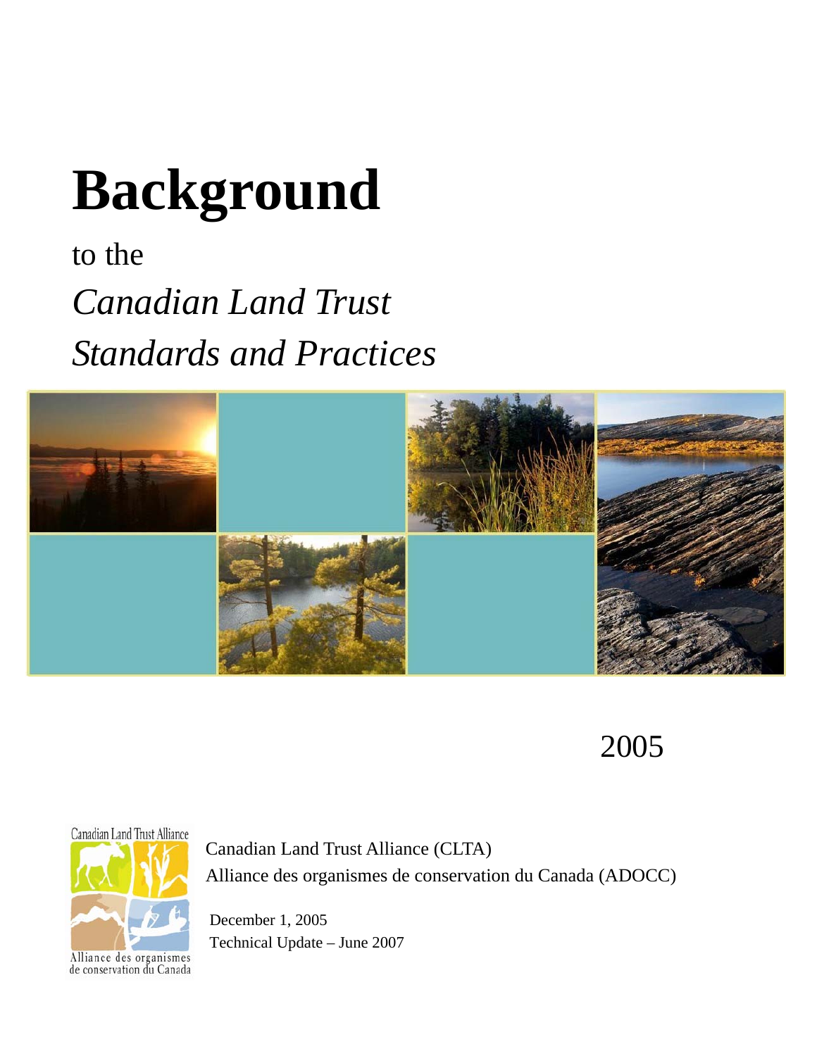# Background

to the

*Canadian Land Trust*

*Standards and Practices*

2005

Canadian Land Trust Alliance

Alliance des organismes de conservation du Canada

Canadian Land Trust Alliance (CLTA)

Alliance des organismes de conservation du Canada (ADOCC)

December 1, 2005

Technical Update – June 2007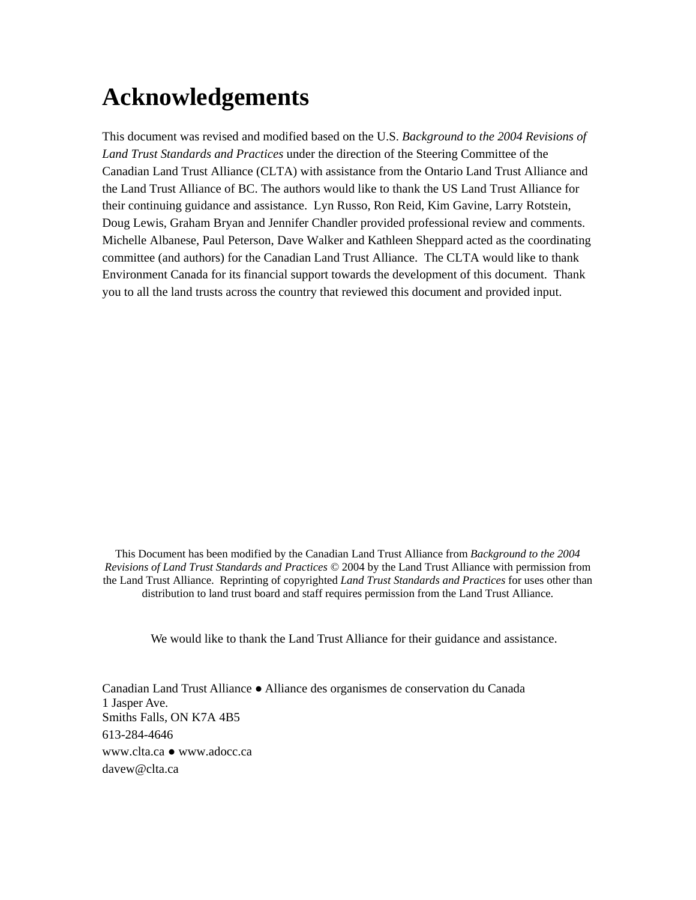# Acknowledgements

This document was revised and modified based on the U.S. *Background to the 2004 Revisions of Land Trust Standards and Practices* under the direction of the Steering Committee of the Canadian Land Trust Alliance (CLTA) with assistance from the Ontario Land Trust Alliance and the Land Trust Alliance of BC. The authors would like to thank the US Land Trust Alliance for their continuing guidance and assistance. Lyn Russo, Ron Reid, Kim Gavine, Larry Rotstein, Doug Lewis, Graham Bryan and Jennifer Chandler provided professional review and comments. Michelle Albanese, Paul Peterson, Dave Walker and Kathleen Sheppard acted as the coordinating committee (and authors) for the Canadian Land Trust Alliance. The CLTA would like to thank Environment Canada for its financial support towards the development of this document. Thank you to all the land trusts across the country that reviewed this document and provided input.

This Document has been modified by the Canadian Land Trust Alliance from *Background to the 2004 Revisions of Land Trust Standards and Practices* © 2004 by the Land Trust Alliance with permission from the Land Trust Alliance. Reprinting of copyrighted *Land Trust Standards and Practices* for uses other than distribution to land trust board and staff requires permission from the Land Trust Alliance.

We would like to thank the Land Trust Alliance for their guidance and assistance.

Canadian Land Trust Alliance ● Alliance des organismes de conservation du Canada
1 Jasper Ave.
Smiths Falls, ON K7A 4B5
613-284-4646
www.clta.ca ● www.adocc.ca
davew@clta.ca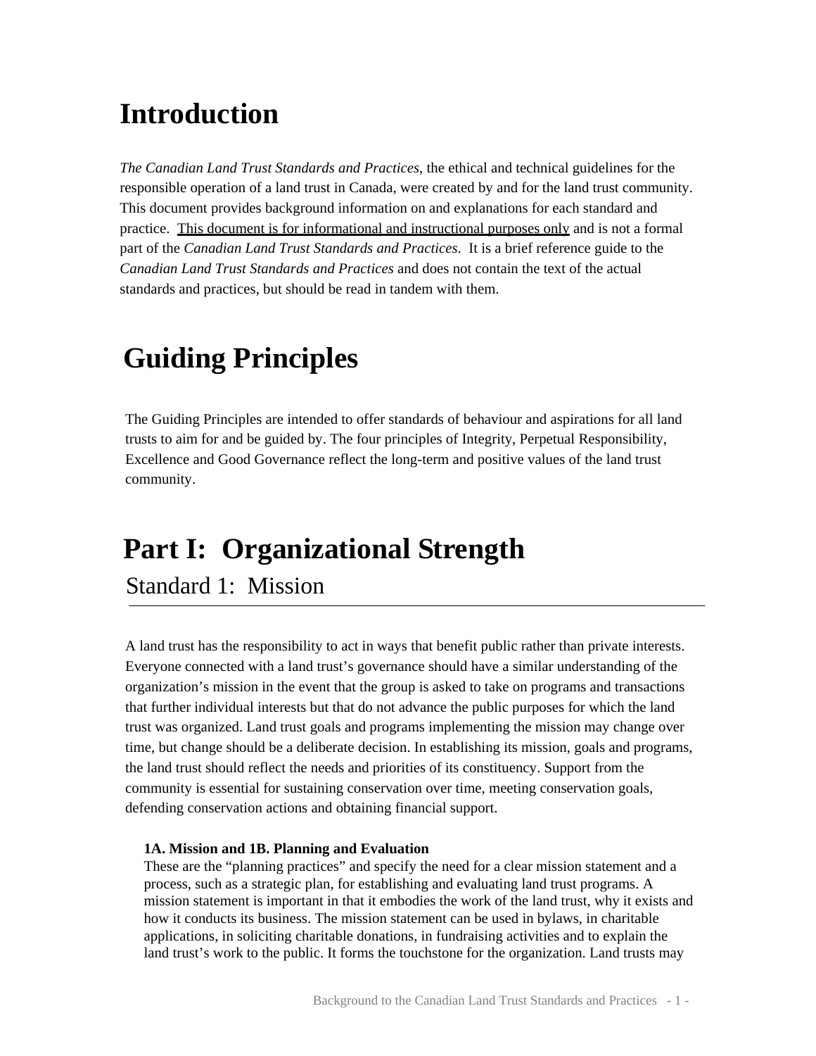# Introduction

*The Canadian Land Trust Standards and Practices*, the ethical and technical guidelines for the responsible operation of a land trust in Canada, were created by and for the land trust community. This document provides background information on and explanations for each standard and practice. <u>This document is for informational and instructional purposes only</u> and is not a formal part of the *Canadian Land Trust Standards and Practices*. It is a brief reference guide to the *Canadian Land Trust Standards and Practices* and does not contain the text of the actual standards and practices, but should be read in tandem with them.

# Guiding Principles

The Guiding Principles are intended to offer standards of behaviour and aspirations for all land trusts to aim for and be guided by. The four principles of Integrity, Perpetual Responsibility, Excellence and Good Governance reflect the long-term and positive values of the land trust community.

# Part I: Organizational Strength

## Standard 1: Mission

A land trust has the responsibility to act in ways that benefit public rather than private interests. Everyone connected with a land trust's governance should have a similar understanding of the organization's mission in the event that the group is asked to take on programs and transactions that further individual interests but that do not advance the public purposes for which the land trust was organized. Land trust goals and programs implementing the mission may change over time, but change should be a deliberate decision. In establishing its mission, goals and programs, the land trust should reflect the needs and priorities of its constituency. Support from the community is essential for sustaining conservation over time, meeting conservation goals, defending conservation actions and obtaining financial support.

**1A. Mission and 1B. Planning and Evaluation**
These are the "planning practices" and specify the need for a clear mission statement and a process, such as a strategic plan, for establishing and evaluating land trust programs. A mission statement is important in that it embodies the work of the land trust, why it exists and how it conducts its business. The mission statement can be used in bylaws, in charitable applications, in soliciting charitable donations, in fundraising activities and to explain the land trust's work to the public. It forms the touchstone for the organization. Land trusts may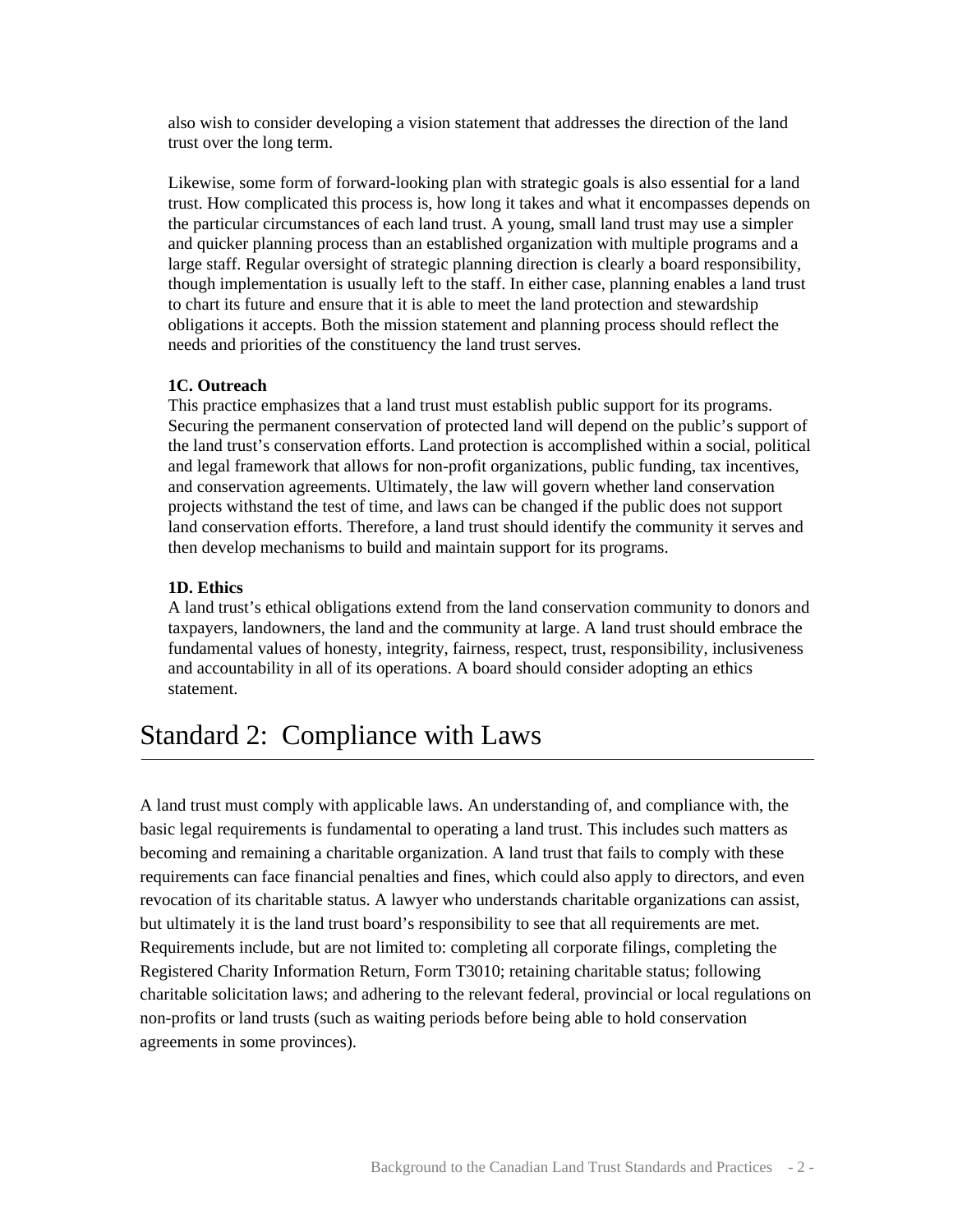also wish to consider developing a vision statement that addresses the direction of the land trust over the long term.

Likewise, some form of forward-looking plan with strategic goals is also essential for a land trust. How complicated this process is, how long it takes and what it encompasses depends on the particular circumstances of each land trust. A young, small land trust may use a simpler and quicker planning process than an established organization with multiple programs and a large staff. Regular oversight of strategic planning direction is clearly a board responsibility, though implementation is usually left to the staff. In either case, planning enables a land trust to chart its future and ensure that it is able to meet the land protection and stewardship obligations it accepts. Both the mission statement and planning process should reflect the needs and priorities of the constituency the land trust serves.

**1C. Outreach**
This practice emphasizes that a land trust must establish public support for its programs. Securing the permanent conservation of protected land will depend on the public's support of the land trust's conservation efforts. Land protection is accomplished within a social, political and legal framework that allows for non-profit organizations, public funding, tax incentives, and conservation agreements. Ultimately, the law will govern whether land conservation projects withstand the test of time, and laws can be changed if the public does not support land conservation efforts. Therefore, a land trust should identify the community it serves and then develop mechanisms to build and maintain support for its programs.

**1D. Ethics**
A land trust's ethical obligations extend from the land conservation community to donors and taxpayers, landowners, the land and the community at large. A land trust should embrace the fundamental values of honesty, integrity, fairness, respect, trust, responsibility, inclusiveness and accountability in all of its operations. A board should consider adopting an ethics statement.

## Standard 2: Compliance with Laws

A land trust must comply with applicable laws. An understanding of, and compliance with, the basic legal requirements is fundamental to operating a land trust. This includes such matters as becoming and remaining a charitable organization. A land trust that fails to comply with these requirements can face financial penalties and fines, which could also apply to directors, and even revocation of its charitable status. A lawyer who understands charitable organizations can assist, but ultimately it is the land trust board's responsibility to see that all requirements are met. Requirements include, but are not limited to: completing all corporate filings, completing the Registered Charity Information Return, Form T3010; retaining charitable status; following charitable solicitation laws; and adhering to the relevant federal, provincial or local regulations on non-profits or land trusts (such as waiting periods before being able to hold conservation agreements in some provinces).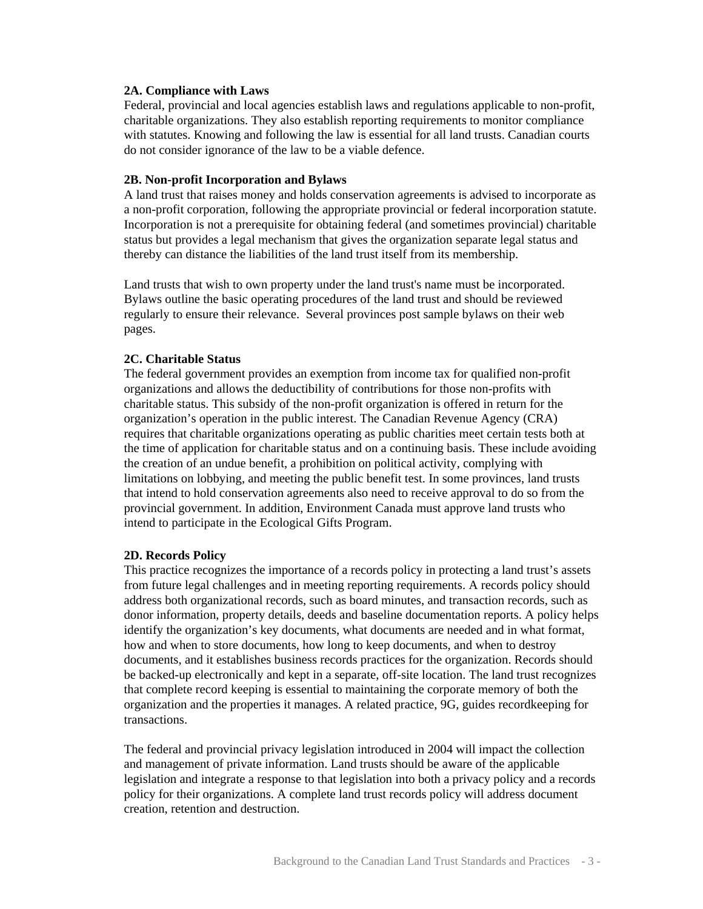**2A. Compliance with Laws**

Federal, provincial and local agencies establish laws and regulations applicable to non-profit, charitable organizations. They also establish reporting requirements to monitor compliance with statutes. Knowing and following the law is essential for all land trusts. Canadian courts do not consider ignorance of the law to be a viable defence.

**2B. Non-profit Incorporation and Bylaws**

A land trust that raises money and holds conservation agreements is advised to incorporate as a non-profit corporation, following the appropriate provincial or federal incorporation statute. Incorporation is not a prerequisite for obtaining federal (and sometimes provincial) charitable status but provides a legal mechanism that gives the organization separate legal status and thereby can distance the liabilities of the land trust itself from its membership.

Land trusts that wish to own property under the land trust's name must be incorporated. Bylaws outline the basic operating procedures of the land trust and should be reviewed regularly to ensure their relevance. Several provinces post sample bylaws on their web pages.

**2C. Charitable Status**

The federal government provides an exemption from income tax for qualified non-profit organizations and allows the deductibility of contributions for those non-profits with charitable status. This subsidy of the non-profit organization is offered in return for the organization's operation in the public interest. The Canadian Revenue Agency (CRA) requires that charitable organizations operating as public charities meet certain tests both at the time of application for charitable status and on a continuing basis. These include avoiding the creation of an undue benefit, a prohibition on political activity, complying with limitations on lobbying, and meeting the public benefit test. In some provinces, land trusts that intend to hold conservation agreements also need to receive approval to do so from the provincial government. In addition, Environment Canada must approve land trusts who intend to participate in the Ecological Gifts Program.

**2D. Records Policy**

This practice recognizes the importance of a records policy in protecting a land trust's assets from future legal challenges and in meeting reporting requirements. A records policy should address both organizational records, such as board minutes, and transaction records, such as donor information, property details, deeds and baseline documentation reports. A policy helps identify the organization's key documents, what documents are needed and in what format, how and when to store documents, how long to keep documents, and when to destroy documents, and it establishes business records practices for the organization. Records should be backed-up electronically and kept in a separate, off-site location. The land trust recognizes that complete record keeping is essential to maintaining the corporate memory of both the organization and the properties it manages. A related practice, 9G, guides recordkeeping for transactions.

The federal and provincial privacy legislation introduced in 2004 will impact the collection and management of private information. Land trusts should be aware of the applicable legislation and integrate a response to that legislation into both a privacy policy and a records policy for their organizations. A complete land trust records policy will address document creation, retention and destruction.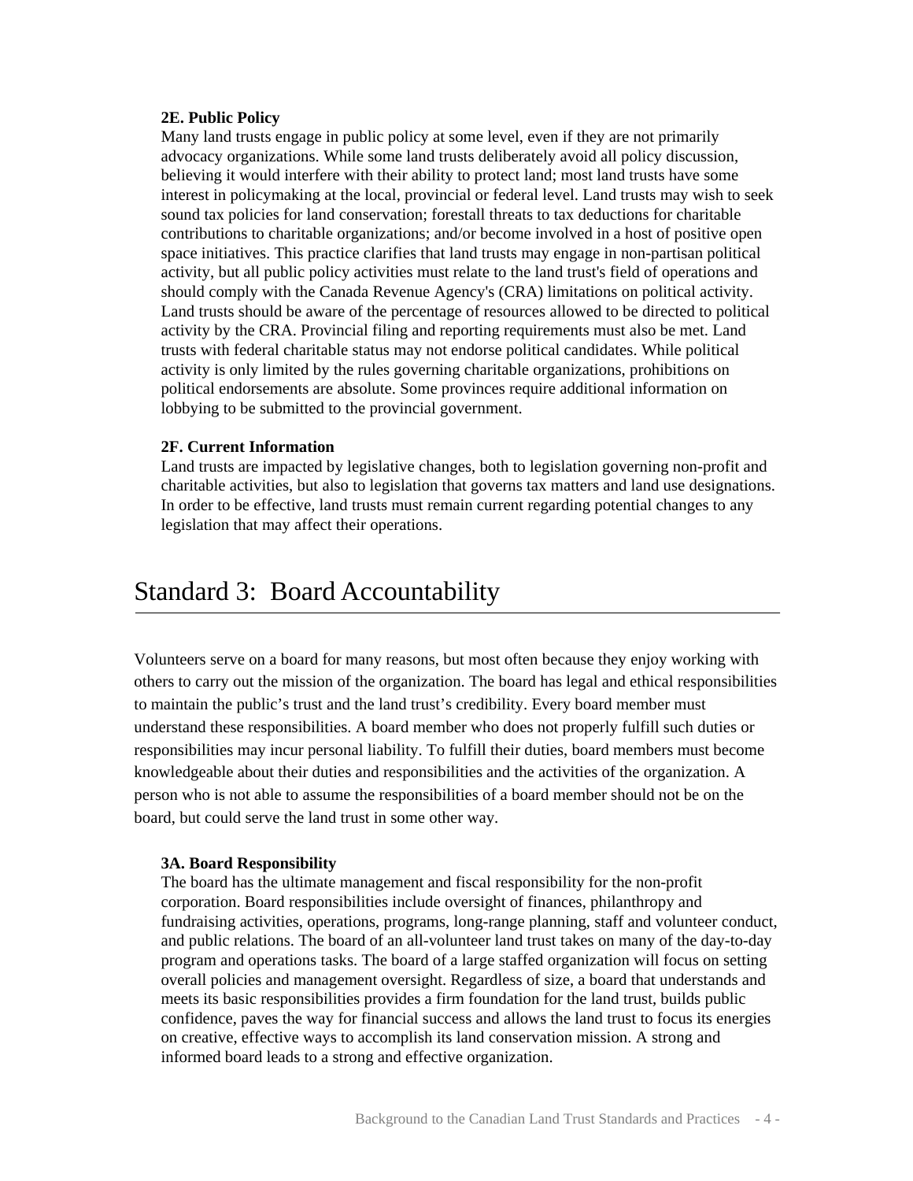### 2E. Public Policy

Many land trusts engage in public policy at some level, even if they are not primarily advocacy organizations. While some land trusts deliberately avoid all policy discussion, believing it would interfere with their ability to protect land; most land trusts have some interest in policymaking at the local, provincial or federal level. Land trusts may wish to seek sound tax policies for land conservation; forestall threats to tax deductions for charitable contributions to charitable organizations; and/or become involved in a host of positive open space initiatives. This practice clarifies that land trusts may engage in non-partisan political activity, but all public policy activities must relate to the land trust's field of operations and should comply with the Canada Revenue Agency's (CRA) limitations on political activity. Land trusts should be aware of the percentage of resources allowed to be directed to political activity by the CRA. Provincial filing and reporting requirements must also be met. Land trusts with federal charitable status may not endorse political candidates. While political activity is only limited by the rules governing charitable organizations, prohibitions on political endorsements are absolute. Some provinces require additional information on lobbying to be submitted to the provincial government.

### 2F. Current Information

Land trusts are impacted by legislative changes, both to legislation governing non-profit and charitable activities, but also to legislation that governs tax matters and land use designations. In order to be effective, land trusts must remain current regarding potential changes to any legislation that may affect their operations.

## Standard 3: Board Accountability

Volunteers serve on a board for many reasons, but most often because they enjoy working with others to carry out the mission of the organization. The board has legal and ethical responsibilities to maintain the public's trust and the land trust's credibility. Every board member must understand these responsibilities. A board member who does not properly fulfill such duties or responsibilities may incur personal liability. To fulfill their duties, board members must become knowledgeable about their duties and responsibilities and the activities of the organization. A person who is not able to assume the responsibilities of a board member should not be on the board, but could serve the land trust in some other way.

### 3A. Board Responsibility

The board has the ultimate management and fiscal responsibility for the non-profit corporation. Board responsibilities include oversight of finances, philanthropy and fundraising activities, operations, programs, long-range planning, staff and volunteer conduct, and public relations. The board of an all-volunteer land trust takes on many of the day-to-day program and operations tasks. The board of a large staffed organization will focus on setting overall policies and management oversight. Regardless of size, a board that understands and meets its basic responsibilities provides a firm foundation for the land trust, builds public confidence, paves the way for financial success and allows the land trust to focus its energies on creative, effective ways to accomplish its land conservation mission. A strong and informed board leads to a strong and effective organization.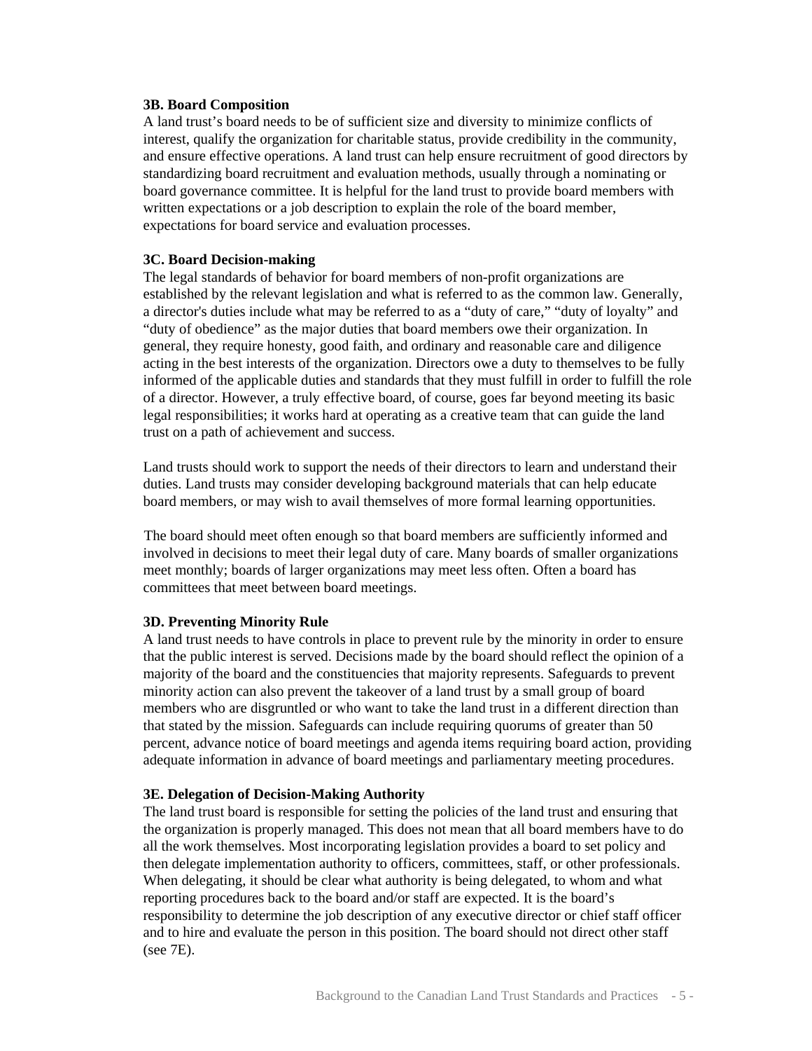### 3B. Board Composition

A land trust's board needs to be of sufficient size and diversity to minimize conflicts of interest, qualify the organization for charitable status, provide credibility in the community, and ensure effective operations. A land trust can help ensure recruitment of good directors by standardizing board recruitment and evaluation methods, usually through a nominating or board governance committee. It is helpful for the land trust to provide board members with written expectations or a job description to explain the role of the board member, expectations for board service and evaluation processes.

### 3C. Board Decision-making

The legal standards of behavior for board members of non-profit organizations are established by the relevant legislation and what is referred to as the common law. Generally, a director's duties include what may be referred to as a "duty of care," "duty of loyalty" and "duty of obedience" as the major duties that board members owe their organization. In general, they require honesty, good faith, and ordinary and reasonable care and diligence acting in the best interests of the organization. Directors owe a duty to themselves to be fully informed of the applicable duties and standards that they must fulfill in order to fulfill the role of a director. However, a truly effective board, of course, goes far beyond meeting its basic legal responsibilities; it works hard at operating as a creative team that can guide the land trust on a path of achievement and success.

Land trusts should work to support the needs of their directors to learn and understand their duties. Land trusts may consider developing background materials that can help educate board members, or may wish to avail themselves of more formal learning opportunities.

The board should meet often enough so that board members are sufficiently informed and involved in decisions to meet their legal duty of care. Many boards of smaller organizations meet monthly; boards of larger organizations may meet less often. Often a board has committees that meet between board meetings.

### 3D. Preventing Minority Rule

A land trust needs to have controls in place to prevent rule by the minority in order to ensure that the public interest is served. Decisions made by the board should reflect the opinion of a majority of the board and the constituencies that majority represents. Safeguards to prevent minority action can also prevent the takeover of a land trust by a small group of board members who are disgruntled or who want to take the land trust in a different direction than that stated by the mission. Safeguards can include requiring quorums of greater than 50 percent, advance notice of board meetings and agenda items requiring board action, providing adequate information in advance of board meetings and parliamentary meeting procedures.

### 3E. Delegation of Decision-Making Authority

The land trust board is responsible for setting the policies of the land trust and ensuring that the organization is properly managed. This does not mean that all board members have to do all the work themselves. Most incorporating legislation provides a board to set policy and then delegate implementation authority to officers, committees, staff, or other professionals. When delegating, it should be clear what authority is being delegated, to whom and what reporting procedures back to the board and/or staff are expected. It is the board's responsibility to determine the job description of any executive director or chief staff officer and to hire and evaluate the person in this position. The board should not direct other staff (see 7E).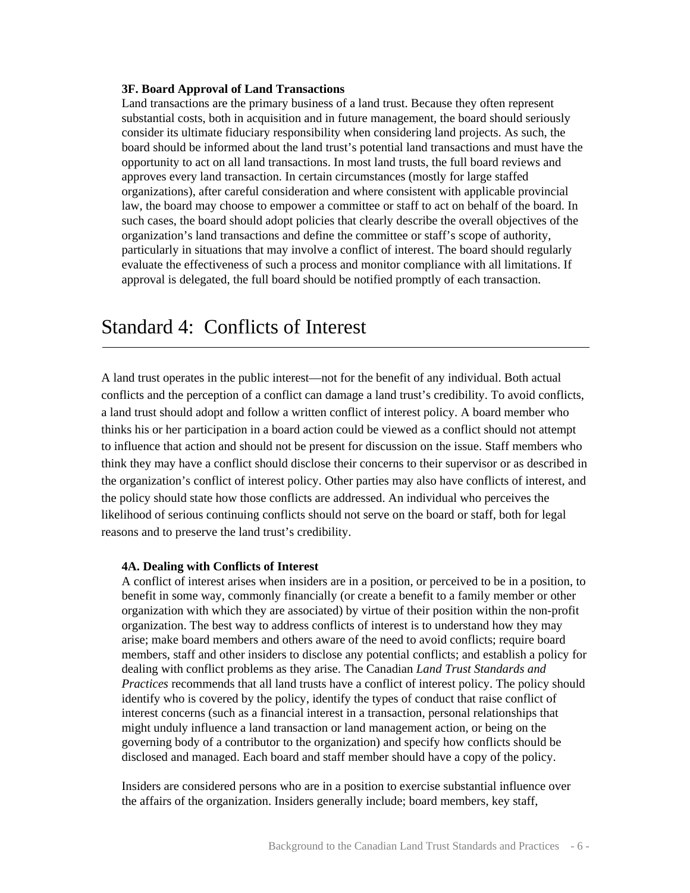**3F. Board Approval of Land Transactions**

Land transactions are the primary business of a land trust. Because they often represent substantial costs, both in acquisition and in future management, the board should seriously consider its ultimate fiduciary responsibility when considering land projects. As such, the board should be informed about the land trust's potential land transactions and must have the opportunity to act on all land transactions. In most land trusts, the full board reviews and approves every land transaction. In certain circumstances (mostly for large staffed organizations), after careful consideration and where consistent with applicable provincial law, the board may choose to empower a committee or staff to act on behalf of the board. In such cases, the board should adopt policies that clearly describe the overall objectives of the organization's land transactions and define the committee or staff's scope of authority, particularly in situations that may involve a conflict of interest. The board should regularly evaluate the effectiveness of such a process and monitor compliance with all limitations. If approval is delegated, the full board should be notified promptly of each transaction.

# Standard 4: Conflicts of Interest

A land trust operates in the public interest—not for the benefit of any individual. Both actual conflicts and the perception of a conflict can damage a land trust's credibility. To avoid conflicts, a land trust should adopt and follow a written conflict of interest policy. A board member who thinks his or her participation in a board action could be viewed as a conflict should not attempt to influence that action and should not be present for discussion on the issue. Staff members who think they may have a conflict should disclose their concerns to their supervisor or as described in the organization's conflict of interest policy. Other parties may also have conflicts of interest, and the policy should state how those conflicts are addressed. An individual who perceives the likelihood of serious continuing conflicts should not serve on the board or staff, both for legal reasons and to preserve the land trust's credibility.

**4A. Dealing with Conflicts of Interest**

A conflict of interest arises when insiders are in a position, or perceived to be in a position, to benefit in some way, commonly financially (or create a benefit to a family member or other organization with which they are associated) by virtue of their position within the non-profit organization. The best way to address conflicts of interest is to understand how they may arise; make board members and others aware of the need to avoid conflicts; require board members, staff and other insiders to disclose any potential conflicts; and establish a policy for dealing with conflict problems as they arise. The Canadian *Land Trust Standards and Practices* recommends that all land trusts have a conflict of interest policy. The policy should identify who is covered by the policy, identify the types of conduct that raise conflict of interest concerns (such as a financial interest in a transaction, personal relationships that might unduly influence a land transaction or land management action, or being on the governing body of a contributor to the organization) and specify how conflicts should be disclosed and managed. Each board and staff member should have a copy of the policy.

Insiders are considered persons who are in a position to exercise substantial influence over the affairs of the organization. Insiders generally include; board members, key staff,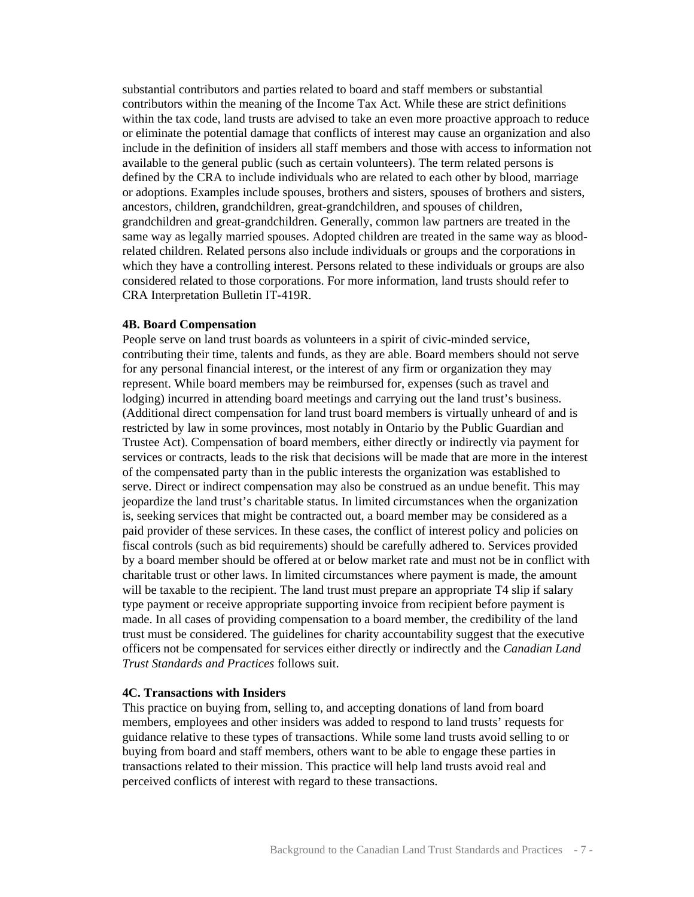substantial contributors and parties related to board and staff members or substantial contributors within the meaning of the Income Tax Act. While these are strict definitions within the tax code, land trusts are advised to take an even more proactive approach to reduce or eliminate the potential damage that conflicts of interest may cause an organization and also include in the definition of insiders all staff members and those with access to information not available to the general public (such as certain volunteers). The term related persons is defined by the CRA to include individuals who are related to each other by blood, marriage or adoptions. Examples include spouses, brothers and sisters, spouses of brothers and sisters, ancestors, children, grandchildren, great-grandchildren, and spouses of children, grandchildren and great-grandchildren. Generally, common law partners are treated in the same way as legally married spouses. Adopted children are treated in the same way as blood-related children. Related persons also include individuals or groups and the corporations in which they have a controlling interest. Persons related to these individuals or groups are also considered related to those corporations. For more information, land trusts should refer to CRA Interpretation Bulletin IT-419R.

**4B. Board Compensation**

People serve on land trust boards as volunteers in a spirit of civic-minded service, contributing their time, talents and funds, as they are able. Board members should not serve for any personal financial interest, or the interest of any firm or organization they may represent. While board members may be reimbursed for, expenses (such as travel and lodging) incurred in attending board meetings and carrying out the land trust's business. (Additional direct compensation for land trust board members is virtually unheard of and is restricted by law in some provinces, most notably in Ontario by the Public Guardian and Trustee Act). Compensation of board members, either directly or indirectly via payment for services or contracts, leads to the risk that decisions will be made that are more in the interest of the compensated party than in the public interests the organization was established to serve. Direct or indirect compensation may also be construed as an undue benefit. This may jeopardize the land trust's charitable status. In limited circumstances when the organization is, seeking services that might be contracted out, a board member may be considered as a paid provider of these services. In these cases, the conflict of interest policy and policies on fiscal controls (such as bid requirements) should be carefully adhered to. Services provided by a board member should be offered at or below market rate and must not be in conflict with charitable trust or other laws. In limited circumstances where payment is made, the amount will be taxable to the recipient. The land trust must prepare an appropriate T4 slip if salary type payment or receive appropriate supporting invoice from recipient before payment is made. In all cases of providing compensation to a board member, the credibility of the land trust must be considered. The guidelines for charity accountability suggest that the executive officers not be compensated for services either directly or indirectly and the *Canadian Land Trust Standards and Practices* follows suit.

**4C. Transactions with Insiders**

This practice on buying from, selling to, and accepting donations of land from board members, employees and other insiders was added to respond to land trusts' requests for guidance relative to these types of transactions. While some land trusts avoid selling to or buying from board and staff members, others want to be able to engage these parties in transactions related to their mission. This practice will help land trusts avoid real and perceived conflicts of interest with regard to these transactions.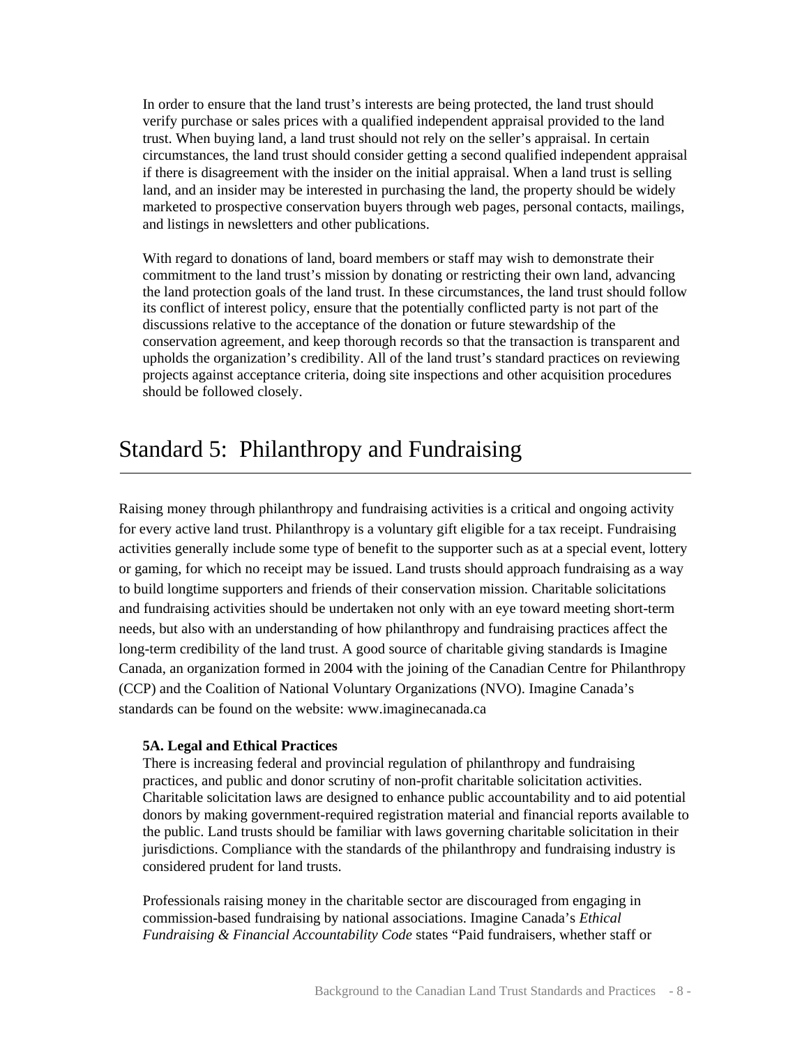In order to ensure that the land trust's interests are being protected, the land trust should verify purchase or sales prices with a qualified independent appraisal provided to the land trust. When buying land, a land trust should not rely on the seller's appraisal. In certain circumstances, the land trust should consider getting a second qualified independent appraisal if there is disagreement with the insider on the initial appraisal. When a land trust is selling land, and an insider may be interested in purchasing the land, the property should be widely marketed to prospective conservation buyers through web pages, personal contacts, mailings, and listings in newsletters and other publications.

With regard to donations of land, board members or staff may wish to demonstrate their commitment to the land trust's mission by donating or restricting their own land, advancing the land protection goals of the land trust. In these circumstances, the land trust should follow its conflict of interest policy, ensure that the potentially conflicted party is not part of the discussions relative to the acceptance of the donation or future stewardship of the conservation agreement, and keep thorough records so that the transaction is transparent and upholds the organization's credibility. All of the land trust's standard practices on reviewing projects against acceptance criteria, doing site inspections and other acquisition procedures should be followed closely.

## Standard 5: Philanthropy and Fundraising

Raising money through philanthropy and fundraising activities is a critical and ongoing activity for every active land trust. Philanthropy is a voluntary gift eligible for a tax receipt. Fundraising activities generally include some type of benefit to the supporter such as at a special event, lottery or gaming, for which no receipt may be issued. Land trusts should approach fundraising as a way to build longtime supporters and friends of their conservation mission. Charitable solicitations and fundraising activities should be undertaken not only with an eye toward meeting short-term needs, but also with an understanding of how philanthropy and fundraising practices affect the long-term credibility of the land trust. A good source of charitable giving standards is Imagine Canada, an organization formed in 2004 with the joining of the Canadian Centre for Philanthropy (CCP) and the Coalition of National Voluntary Organizations (NVO). Imagine Canada's standards can be found on the website: www.imaginecanada.ca

**5A. Legal and Ethical Practices**

There is increasing federal and provincial regulation of philanthropy and fundraising practices, and public and donor scrutiny of non-profit charitable solicitation activities. Charitable solicitation laws are designed to enhance public accountability and to aid potential donors by making government-required registration material and financial reports available to the public. Land trusts should be familiar with laws governing charitable solicitation in their jurisdictions. Compliance with the standards of the philanthropy and fundraising industry is considered prudent for land trusts.

Professionals raising money in the charitable sector are discouraged from engaging in commission-based fundraising by national associations. Imagine Canada's *Ethical Fundraising & Financial Accountability Code* states "Paid fundraisers, whether staff or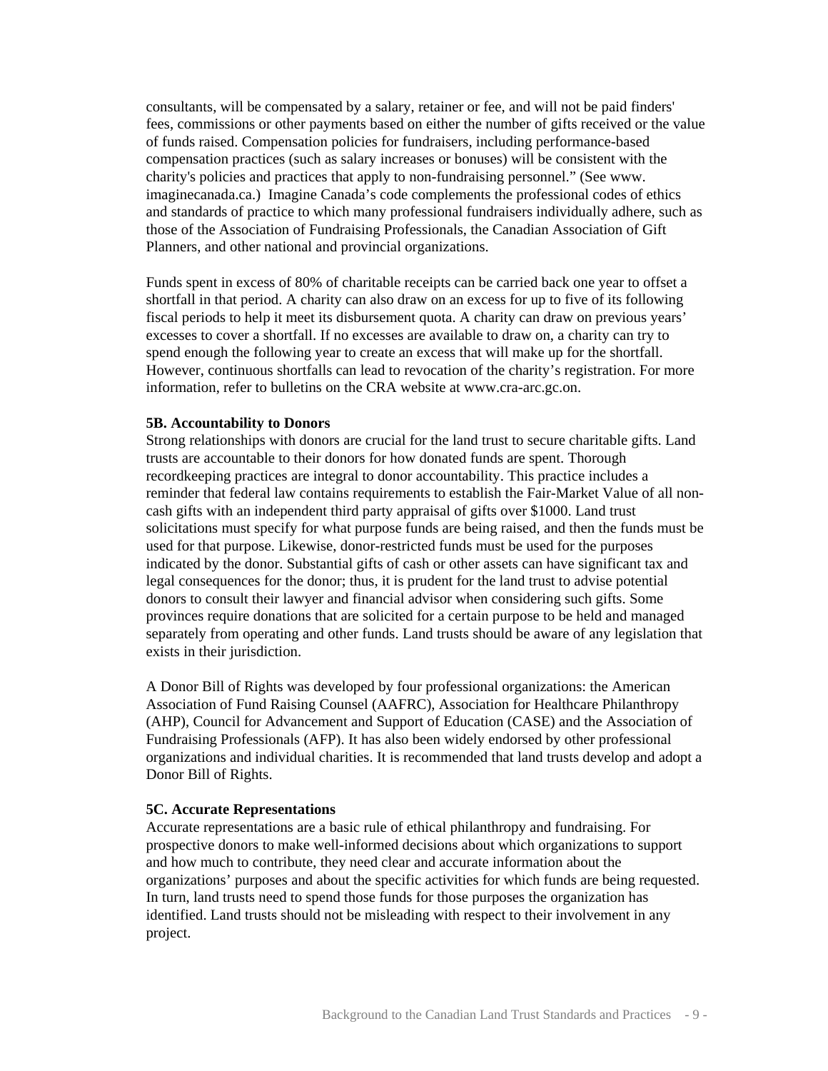consultants, will be compensated by a salary, retainer or fee, and will not be paid finders' fees, commissions or other payments based on either the number of gifts received or the value of funds raised. Compensation policies for fundraisers, including performance-based compensation practices (such as salary increases or bonuses) will be consistent with the charity's policies and practices that apply to non-fundraising personnel." (See www. imaginecanada.ca.) Imagine Canada's code complements the professional codes of ethics and standards of practice to which many professional fundraisers individually adhere, such as those of the Association of Fundraising Professionals, the Canadian Association of Gift Planners, and other national and provincial organizations.

Funds spent in excess of 80% of charitable receipts can be carried back one year to offset a shortfall in that period. A charity can also draw on an excess for up to five of its following fiscal periods to help it meet its disbursement quota. A charity can draw on previous years' excesses to cover a shortfall. If no excesses are available to draw on, a charity can try to spend enough the following year to create an excess that will make up for the shortfall. However, continuous shortfalls can lead to revocation of the charity's registration. For more information, refer to bulletins on the CRA website at www.cra-arc.gc.on.

**5B. Accountability to Donors**

Strong relationships with donors are crucial for the land trust to secure charitable gifts. Land trusts are accountable to their donors for how donated funds are spent. Thorough recordkeeping practices are integral to donor accountability. This practice includes a reminder that federal law contains requirements to establish the Fair-Market Value of all non-cash gifts with an independent third party appraisal of gifts over $1000. Land trust solicitations must specify for what purpose funds are being raised, and then the funds must be used for that purpose. Likewise, donor-restricted funds must be used for the purposes indicated by the donor. Substantial gifts of cash or other assets can have significant tax and legal consequences for the donor; thus, it is prudent for the land trust to advise potential donors to consult their lawyer and financial advisor when considering such gifts. Some provinces require donations that are solicited for a certain purpose to be held and managed separately from operating and other funds. Land trusts should be aware of any legislation that exists in their jurisdiction.

A Donor Bill of Rights was developed by four professional organizations: the American Association of Fund Raising Counsel (AAFRC), Association for Healthcare Philanthropy (AHP), Council for Advancement and Support of Education (CASE) and the Association of Fundraising Professionals (AFP). It has also been widely endorsed by other professional organizations and individual charities. It is recommended that land trusts develop and adopt a Donor Bill of Rights.

**5C. Accurate Representations**

Accurate representations are a basic rule of ethical philanthropy and fundraising. For prospective donors to make well-informed decisions about which organizations to support and how much to contribute, they need clear and accurate information about the organizations' purposes and about the specific activities for which funds are being requested. In turn, land trusts need to spend those funds for those purposes the organization has identified. Land trusts should not be misleading with respect to their involvement in any project.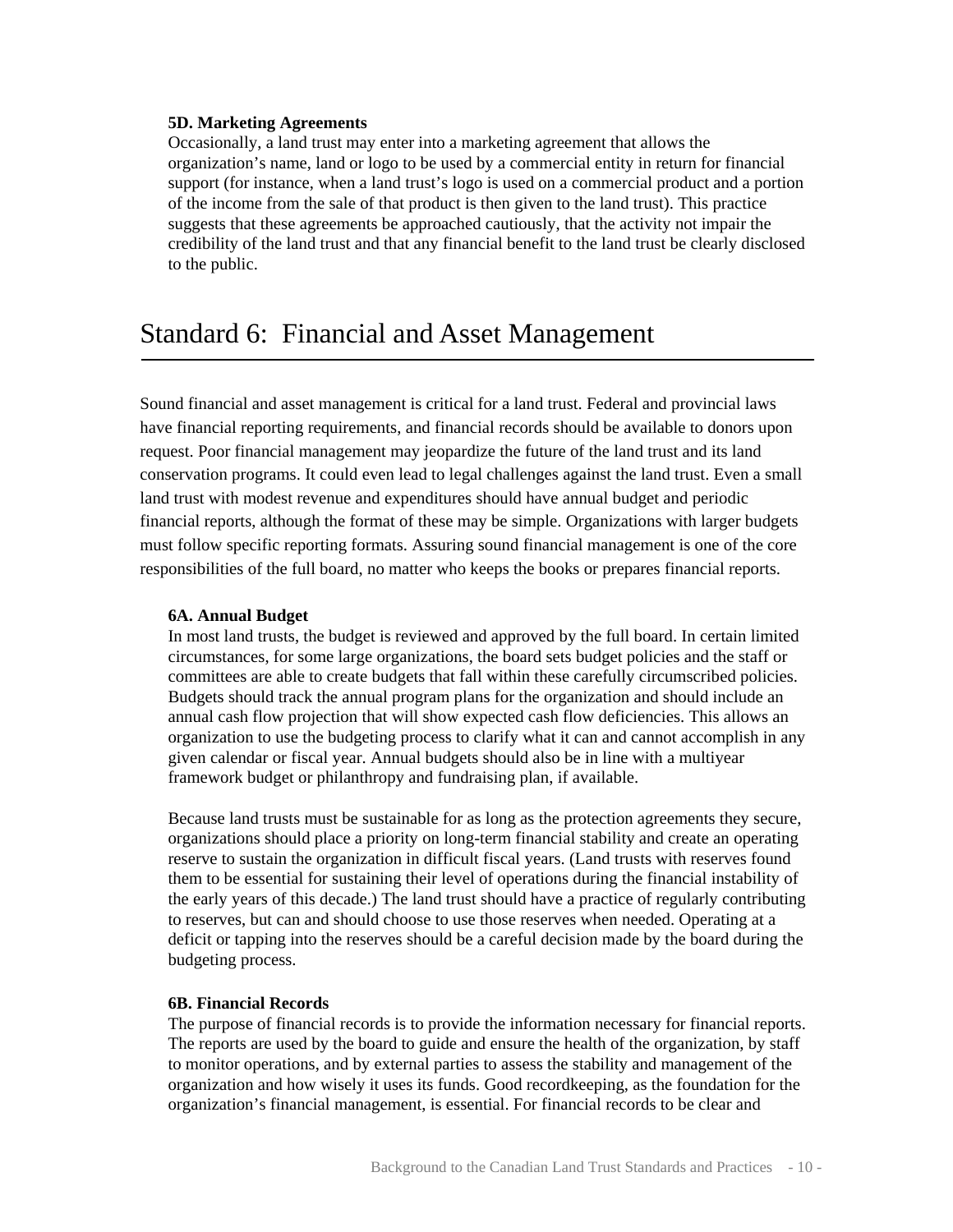### 5D. Marketing Agreements

Occasionally, a land trust may enter into a marketing agreement that allows the organization’s name, land or logo to be used by a commercial entity in return for financial support (for instance, when a land trust’s logo is used on a commercial product and a portion of the income from the sale of that product is then given to the land trust). This practice suggests that these agreements be approached cautiously, that the activity not impair the credibility of the land trust and that any financial benefit to the land trust be clearly disclosed to the public.

## Standard 6: Financial and Asset Management

Sound financial and asset management is critical for a land trust. Federal and provincial laws have financial reporting requirements, and financial records should be available to donors upon request. Poor financial management may jeopardize the future of the land trust and its land conservation programs. It could even lead to legal challenges against the land trust. Even a small land trust with modest revenue and expenditures should have annual budget and periodic financial reports, although the format of these may be simple. Organizations with larger budgets must follow specific reporting formats. Assuring sound financial management is one of the core responsibilities of the full board, no matter who keeps the books or prepares financial reports.

### 6A. Annual Budget

In most land trusts, the budget is reviewed and approved by the full board. In certain limited circumstances, for some large organizations, the board sets budget policies and the staff or committees are able to create budgets that fall within these carefully circumscribed policies. Budgets should track the annual program plans for the organization and should include an annual cash flow projection that will show expected cash flow deficiencies. This allows an organization to use the budgeting process to clarify what it can and cannot accomplish in any given calendar or fiscal year. Annual budgets should also be in line with a multiyear framework budget or philanthropy and fundraising plan, if available.

Because land trusts must be sustainable for as long as the protection agreements they secure, organizations should place a priority on long-term financial stability and create an operating reserve to sustain the organization in difficult fiscal years. (Land trusts with reserves found them to be essential for sustaining their level of operations during the financial instability of the early years of this decade.) The land trust should have a practice of regularly contributing to reserves, but can and should choose to use those reserves when needed. Operating at a deficit or tapping into the reserves should be a careful decision made by the board during the budgeting process.

### 6B. Financial Records

The purpose of financial records is to provide the information necessary for financial reports. The reports are used by the board to guide and ensure the health of the organization, by staff to monitor operations, and by external parties to assess the stability and management of the organization and how wisely it uses its funds. Good recordkeeping, as the foundation for the organization’s financial management, is essential. For financial records to be clear and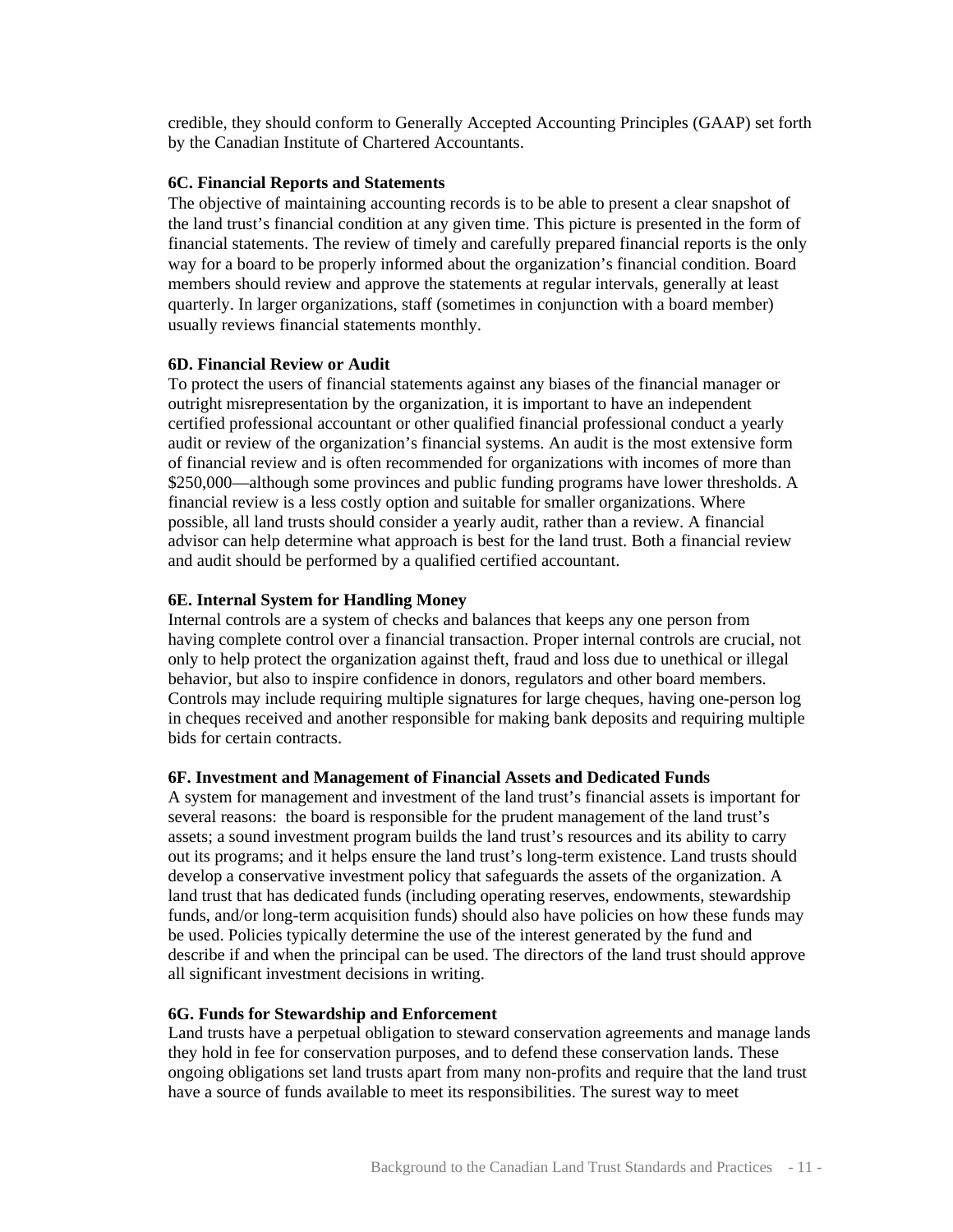credible, they should conform to Generally Accepted Accounting Principles (GAAP) set forth by the Canadian Institute of Chartered Accountants.

**6C. Financial Reports and Statements**

The objective of maintaining accounting records is to be able to present a clear snapshot of the land trust's financial condition at any given time. This picture is presented in the form of financial statements. The review of timely and carefully prepared financial reports is the only way for a board to be properly informed about the organization's financial condition. Board members should review and approve the statements at regular intervals, generally at least quarterly. In larger organizations, staff (sometimes in conjunction with a board member) usually reviews financial statements monthly.

**6D. Financial Review or Audit**

To protect the users of financial statements against any biases of the financial manager or outright misrepresentation by the organization, it is important to have an independent certified professional accountant or other qualified financial professional conduct a yearly audit or review of the organization's financial systems. An audit is the most extensive form of financial review and is often recommended for organizations with incomes of more than $250,000—although some provinces and public funding programs have lower thresholds. A financial review is a less costly option and suitable for smaller organizations. Where possible, all land trusts should consider a yearly audit, rather than a review. A financial advisor can help determine what approach is best for the land trust. Both a financial review and audit should be performed by a qualified certified accountant.

**6E. Internal System for Handling Money**

Internal controls are a system of checks and balances that keeps any one person from having complete control over a financial transaction. Proper internal controls are crucial, not only to help protect the organization against theft, fraud and loss due to unethical or illegal behavior, but also to inspire confidence in donors, regulators and other board members. Controls may include requiring multiple signatures for large cheques, having one-person log in cheques received and another responsible for making bank deposits and requiring multiple bids for certain contracts.

**6F. Investment and Management of Financial Assets and Dedicated Funds**

A system for management and investment of the land trust's financial assets is important for several reasons: the board is responsible for the prudent management of the land trust's assets; a sound investment program builds the land trust's resources and its ability to carry out its programs; and it helps ensure the land trust's long-term existence. Land trusts should develop a conservative investment policy that safeguards the assets of the organization. A land trust that has dedicated funds (including operating reserves, endowments, stewardship funds, and/or long-term acquisition funds) should also have policies on how these funds may be used. Policies typically determine the use of the interest generated by the fund and describe if and when the principal can be used. The directors of the land trust should approve all significant investment decisions in writing.

**6G. Funds for Stewardship and Enforcement**

Land trusts have a perpetual obligation to steward conservation agreements and manage lands they hold in fee for conservation purposes, and to defend these conservation lands. These ongoing obligations set land trusts apart from many non-profits and require that the land trust have a source of funds available to meet its responsibilities. The surest way to meet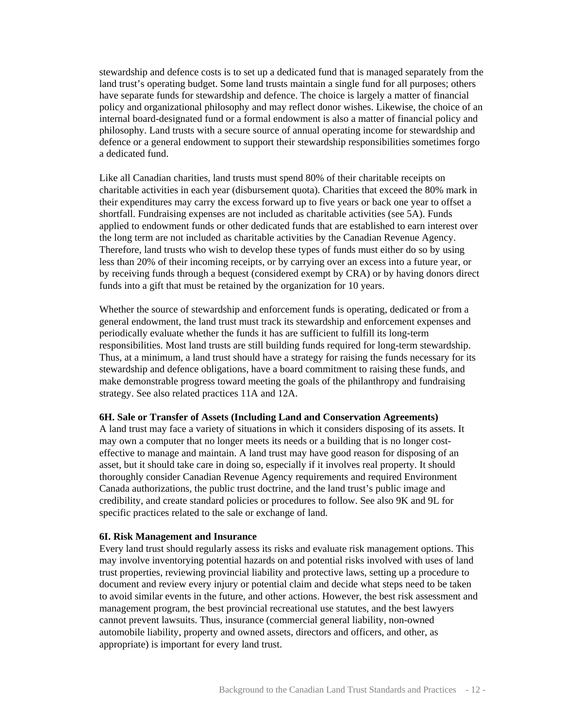stewardship and defence costs is to set up a dedicated fund that is managed separately from the land trust's operating budget. Some land trusts maintain a single fund for all purposes; others have separate funds for stewardship and defence. The choice is largely a matter of financial policy and organizational philosophy and may reflect donor wishes. Likewise, the choice of an internal board-designated fund or a formal endowment is also a matter of financial policy and philosophy. Land trusts with a secure source of annual operating income for stewardship and defence or a general endowment to support their stewardship responsibilities sometimes forgo a dedicated fund.

Like all Canadian charities, land trusts must spend 80% of their charitable receipts on charitable activities in each year (disbursement quota). Charities that exceed the 80% mark in their expenditures may carry the excess forward up to five years or back one year to offset a shortfall. Fundraising expenses are not included as charitable activities (see 5A). Funds applied to endowment funds or other dedicated funds that are established to earn interest over the long term are not included as charitable activities by the Canadian Revenue Agency. Therefore, land trusts who wish to develop these types of funds must either do so by using less than 20% of their incoming receipts, or by carrying over an excess into a future year, or by receiving funds through a bequest (considered exempt by CRA) or by having donors direct funds into a gift that must be retained by the organization for 10 years.

Whether the source of stewardship and enforcement funds is operating, dedicated or from a general endowment, the land trust must track its stewardship and enforcement expenses and periodically evaluate whether the funds it has are sufficient to fulfill its long-term responsibilities. Most land trusts are still building funds required for long-term stewardship. Thus, at a minimum, a land trust should have a strategy for raising the funds necessary for its stewardship and defence obligations, have a board commitment to raising these funds, and make demonstrable progress toward meeting the goals of the philanthropy and fundraising strategy. See also related practices 11A and 12A.

**6H. Sale or Transfer of Assets (Including Land and Conservation Agreements)**
A land trust may face a variety of situations in which it considers disposing of its assets. It may own a computer that no longer meets its needs or a building that is no longer cost-effective to manage and maintain. A land trust may have good reason for disposing of an asset, but it should take care in doing so, especially if it involves real property. It should thoroughly consider Canadian Revenue Agency requirements and required Environment Canada authorizations, the public trust doctrine, and the land trust's public image and credibility, and create standard policies or procedures to follow. See also 9K and 9L for specific practices related to the sale or exchange of land.

**6I. Risk Management and Insurance**
Every land trust should regularly assess its risks and evaluate risk management options. This may involve inventorying potential hazards on and potential risks involved with uses of land trust properties, reviewing provincial liability and protective laws, setting up a procedure to document and review every injury or potential claim and decide what steps need to be taken to avoid similar events in the future, and other actions. However, the best risk assessment and management program, the best provincial recreational use statutes, and the best lawyers cannot prevent lawsuits. Thus, insurance (commercial general liability, non-owned automobile liability, property and owned assets, directors and officers, and other, as appropriate) is important for every land trust.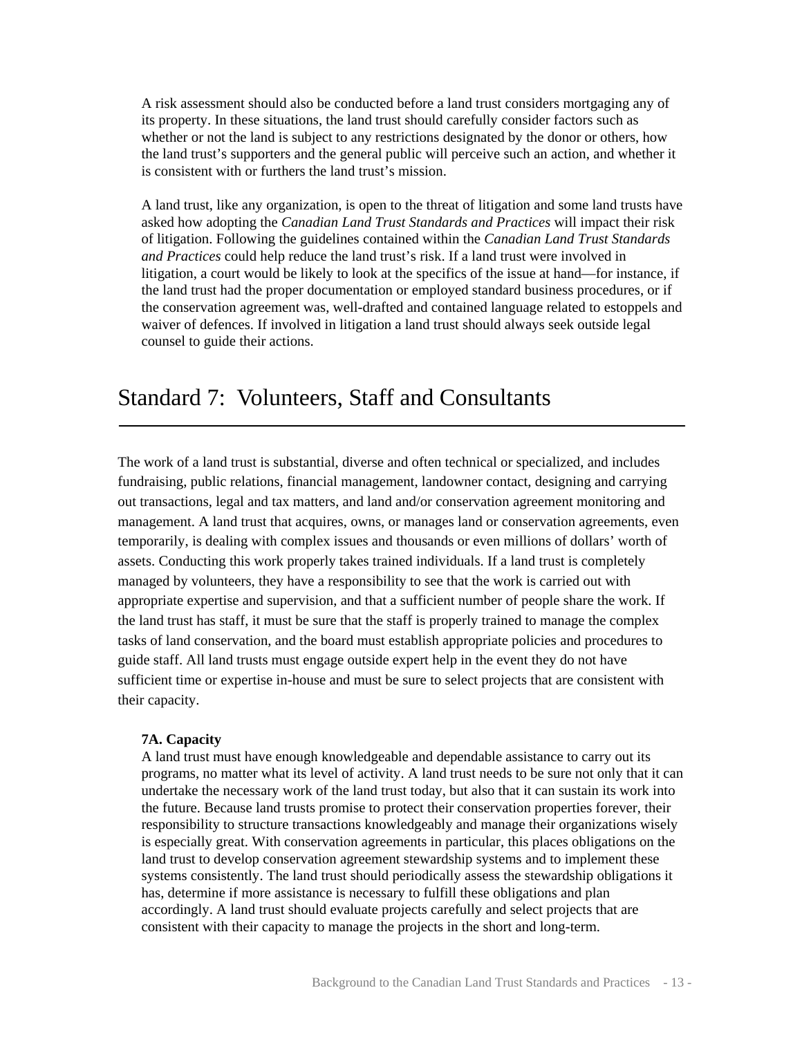A risk assessment should also be conducted before a land trust considers mortgaging any of its property. In these situations, the land trust should carefully consider factors such as whether or not the land is subject to any restrictions designated by the donor or others, how the land trust's supporters and the general public will perceive such an action, and whether it is consistent with or furthers the land trust's mission.

A land trust, like any organization, is open to the threat of litigation and some land trusts have asked how adopting the *Canadian Land Trust Standards and Practices* will impact their risk of litigation. Following the guidelines contained within the *Canadian Land Trust Standards and Practices* could help reduce the land trust's risk. If a land trust were involved in litigation, a court would be likely to look at the specifics of the issue at hand—for instance, if the land trust had the proper documentation or employed standard business procedures, or if the conservation agreement was, well-drafted and contained language related to estoppels and waiver of defences. If involved in litigation a land trust should always seek outside legal counsel to guide their actions.

# Standard 7: Volunteers, Staff and Consultants

The work of a land trust is substantial, diverse and often technical or specialized, and includes fundraising, public relations, financial management, landowner contact, designing and carrying out transactions, legal and tax matters, and land and/or conservation agreement monitoring and management. A land trust that acquires, owns, or manages land or conservation agreements, even temporarily, is dealing with complex issues and thousands or even millions of dollars' worth of assets. Conducting this work properly takes trained individuals. If a land trust is completely managed by volunteers, they have a responsibility to see that the work is carried out with appropriate expertise and supervision, and that a sufficient number of people share the work. If the land trust has staff, it must be sure that the staff is properly trained to manage the complex tasks of land conservation, and the board must establish appropriate policies and procedures to guide staff. All land trusts must engage outside expert help in the event they do not have sufficient time or expertise in-house and must be sure to select projects that are consistent with their capacity.

**7A. Capacity**

A land trust must have enough knowledgeable and dependable assistance to carry out its programs, no matter what its level of activity. A land trust needs to be sure not only that it can undertake the necessary work of the land trust today, but also that it can sustain its work into the future. Because land trusts promise to protect their conservation properties forever, their responsibility to structure transactions knowledgeably and manage their organizations wisely is especially great. With conservation agreements in particular, this places obligations on the land trust to develop conservation agreement stewardship systems and to implement these systems consistently. The land trust should periodically assess the stewardship obligations it has, determine if more assistance is necessary to fulfill these obligations and plan accordingly. A land trust should evaluate projects carefully and select projects that are consistent with their capacity to manage the projects in the short and long-term.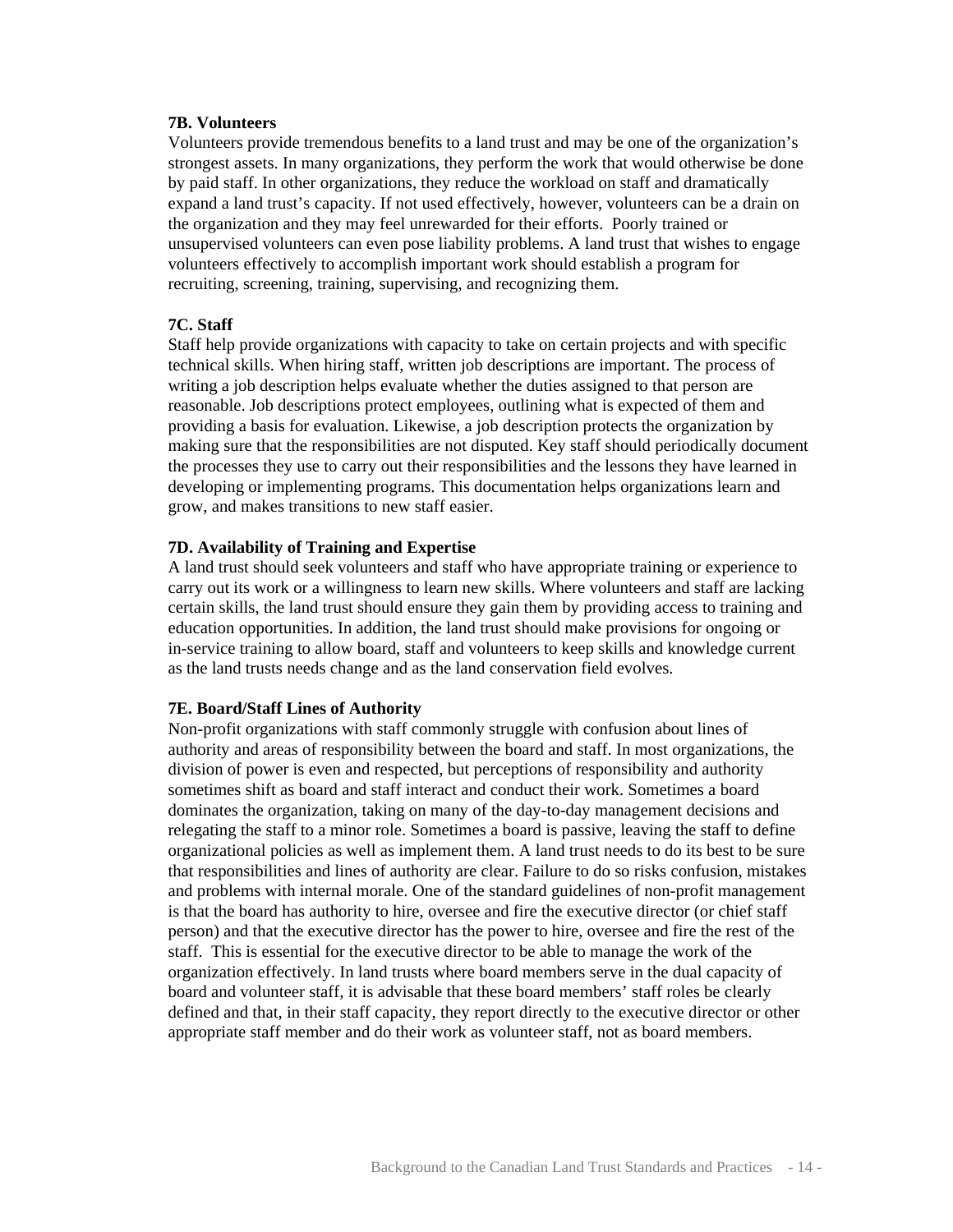**7B. Volunteers**

Volunteers provide tremendous benefits to a land trust and may be one of the organization's strongest assets. In many organizations, they perform the work that would otherwise be done by paid staff. In other organizations, they reduce the workload on staff and dramatically expand a land trust's capacity. If not used effectively, however, volunteers can be a drain on the organization and they may feel unrewarded for their efforts. Poorly trained or unsupervised volunteers can even pose liability problems. A land trust that wishes to engage volunteers effectively to accomplish important work should establish a program for recruiting, screening, training, supervising, and recognizing them.

**7C. Staff**

Staff help provide organizations with capacity to take on certain projects and with specific technical skills. When hiring staff, written job descriptions are important. The process of writing a job description helps evaluate whether the duties assigned to that person are reasonable. Job descriptions protect employees, outlining what is expected of them and providing a basis for evaluation. Likewise, a job description protects the organization by making sure that the responsibilities are not disputed. Key staff should periodically document the processes they use to carry out their responsibilities and the lessons they have learned in developing or implementing programs. This documentation helps organizations learn and grow, and makes transitions to new staff easier.

**7D. Availability of Training and Expertise**

A land trust should seek volunteers and staff who have appropriate training or experience to carry out its work or a willingness to learn new skills. Where volunteers and staff are lacking certain skills, the land trust should ensure they gain them by providing access to training and education opportunities. In addition, the land trust should make provisions for ongoing or in-service training to allow board, staff and volunteers to keep skills and knowledge current as the land trusts needs change and as the land conservation field evolves.

**7E. Board/Staff Lines of Authority**

Non-profit organizations with staff commonly struggle with confusion about lines of authority and areas of responsibility between the board and staff. In most organizations, the division of power is even and respected, but perceptions of responsibility and authority sometimes shift as board and staff interact and conduct their work. Sometimes a board dominates the organization, taking on many of the day-to-day management decisions and relegating the staff to a minor role. Sometimes a board is passive, leaving the staff to define organizational policies as well as implement them. A land trust needs to do its best to be sure that responsibilities and lines of authority are clear. Failure to do so risks confusion, mistakes and problems with internal morale. One of the standard guidelines of non-profit management is that the board has authority to hire, oversee and fire the executive director (or chief staff person) and that the executive director has the power to hire, oversee and fire the rest of the staff. This is essential for the executive director to be able to manage the work of the organization effectively. In land trusts where board members serve in the dual capacity of board and volunteer staff, it is advisable that these board members' staff roles be clearly defined and that, in their staff capacity, they report directly to the executive director or other appropriate staff member and do their work as volunteer staff, not as board members.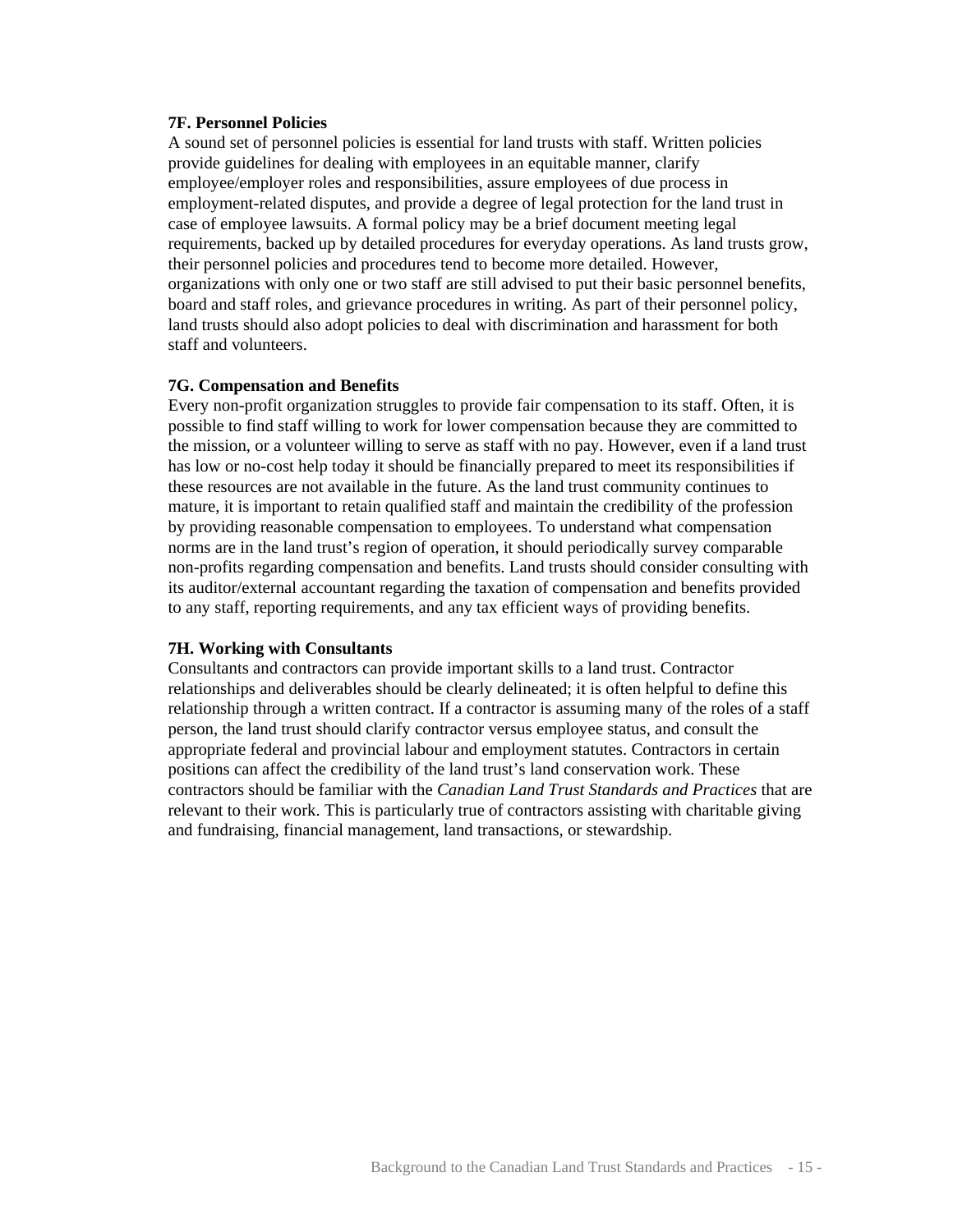**7F. Personnel Policies**

A sound set of personnel policies is essential for land trusts with staff. Written policies provide guidelines for dealing with employees in an equitable manner, clarify employee/employer roles and responsibilities, assure employees of due process in employment-related disputes, and provide a degree of legal protection for the land trust in case of employee lawsuits. A formal policy may be a brief document meeting legal requirements, backed up by detailed procedures for everyday operations. As land trusts grow, their personnel policies and procedures tend to become more detailed. However, organizations with only one or two staff are still advised to put their basic personnel benefits, board and staff roles, and grievance procedures in writing. As part of their personnel policy, land trusts should also adopt policies to deal with discrimination and harassment for both staff and volunteers.

**7G. Compensation and Benefits**

Every non-profit organization struggles to provide fair compensation to its staff. Often, it is possible to find staff willing to work for lower compensation because they are committed to the mission, or a volunteer willing to serve as staff with no pay. However, even if a land trust has low or no-cost help today it should be financially prepared to meet its responsibilities if these resources are not available in the future. As the land trust community continues to mature, it is important to retain qualified staff and maintain the credibility of the profession by providing reasonable compensation to employees. To understand what compensation norms are in the land trust's region of operation, it should periodically survey comparable non-profits regarding compensation and benefits. Land trusts should consider consulting with its auditor/external accountant regarding the taxation of compensation and benefits provided to any staff, reporting requirements, and any tax efficient ways of providing benefits.

**7H. Working with Consultants**

Consultants and contractors can provide important skills to a land trust. Contractor relationships and deliverables should be clearly delineated; it is often helpful to define this relationship through a written contract. If a contractor is assuming many of the roles of a staff person, the land trust should clarify contractor versus employee status, and consult the appropriate federal and provincial labour and employment statutes. Contractors in certain positions can affect the credibility of the land trust's land conservation work. These contractors should be familiar with the *Canadian Land Trust Standards and Practices* that are relevant to their work. This is particularly true of contractors assisting with charitable giving and fundraising, financial management, land transactions, or stewardship.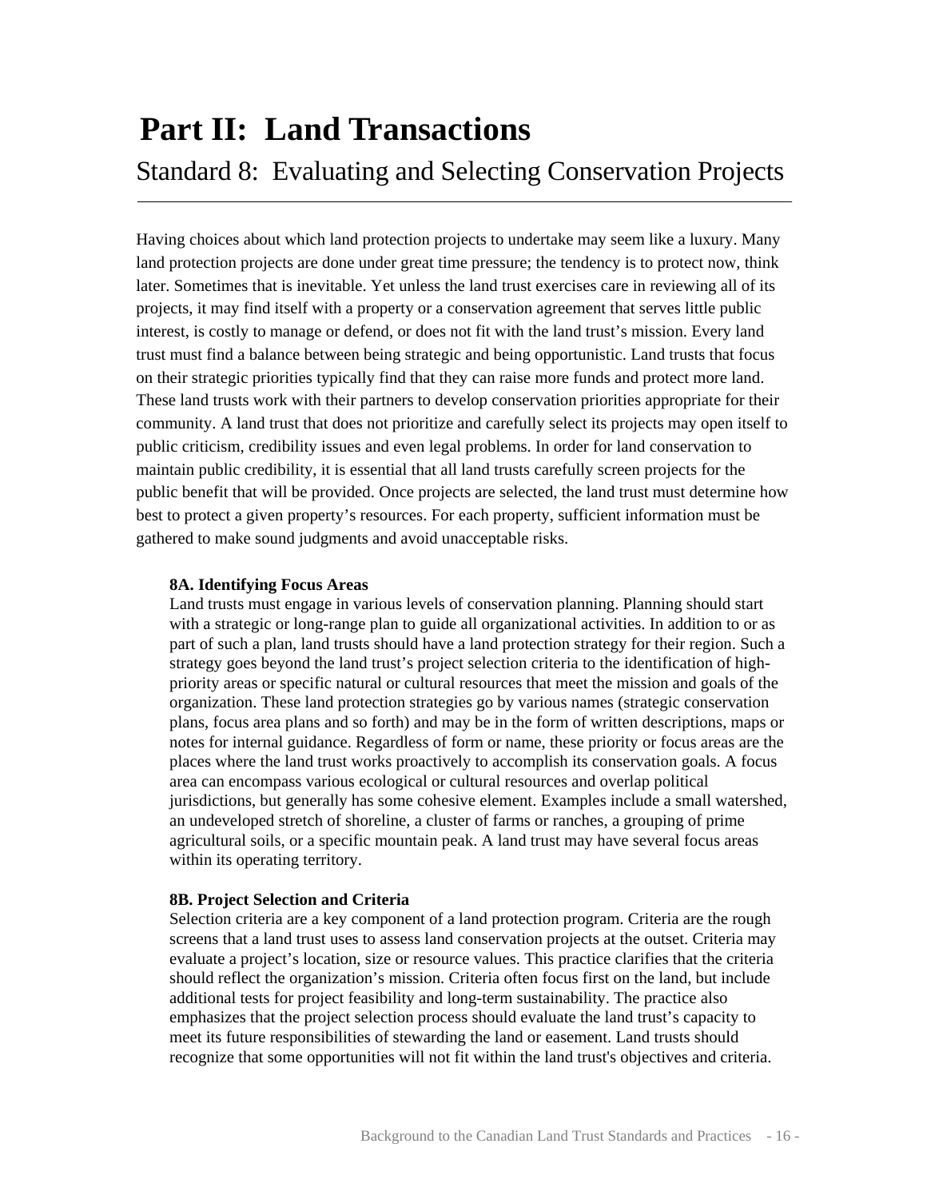# Part II: Land Transactions

## Standard 8: Evaluating and Selecting Conservation Projects

---

Having choices about which land protection projects to undertake may seem like a luxury. Many land protection projects are done under great time pressure; the tendency is to protect now, think later. Sometimes that is inevitable. Yet unless the land trust exercises care in reviewing all of its projects, it may find itself with a property or a conservation agreement that serves little public interest, is costly to manage or defend, or does not fit with the land trust's mission. Every land trust must find a balance between being strategic and being opportunistic. Land trusts that focus on their strategic priorities typically find that they can raise more funds and protect more land. These land trusts work with their partners to develop conservation priorities appropriate for their community. A land trust that does not prioritize and carefully select its projects may open itself to public criticism, credibility issues and even legal problems. In order for land conservation to maintain public credibility, it is essential that all land trusts carefully screen projects for the public benefit that will be provided. Once projects are selected, the land trust must determine how best to protect a given property's resources. For each property, sufficient information must be gathered to make sound judgments and avoid unacceptable risks.

**8A. Identifying Focus Areas**

Land trusts must engage in various levels of conservation planning. Planning should start with a strategic or long-range plan to guide all organizational activities. In addition to or as part of such a plan, land trusts should have a land protection strategy for their region. Such a strategy goes beyond the land trust's project selection criteria to the identification of high-priority areas or specific natural or cultural resources that meet the mission and goals of the organization. These land protection strategies go by various names (strategic conservation plans, focus area plans and so forth) and may be in the form of written descriptions, maps or notes for internal guidance. Regardless of form or name, these priority or focus areas are the places where the land trust works proactively to accomplish its conservation goals. A focus area can encompass various ecological or cultural resources and overlap political jurisdictions, but generally has some cohesive element. Examples include a small watershed, an undeveloped stretch of shoreline, a cluster of farms or ranches, a grouping of prime agricultural soils, or a specific mountain peak. A land trust may have several focus areas within its operating territory.

**8B. Project Selection and Criteria**

Selection criteria are a key component of a land protection program. Criteria are the rough screens that a land trust uses to assess land conservation projects at the outset. Criteria may evaluate a project's location, size or resource values. This practice clarifies that the criteria should reflect the organization's mission. Criteria often focus first on the land, but include additional tests for project feasibility and long-term sustainability. The practice also emphasizes that the project selection process should evaluate the land trust's capacity to meet its future responsibilities of stewarding the land or easement. Land trusts should recognize that some opportunities will not fit within the land trust's objectives and criteria.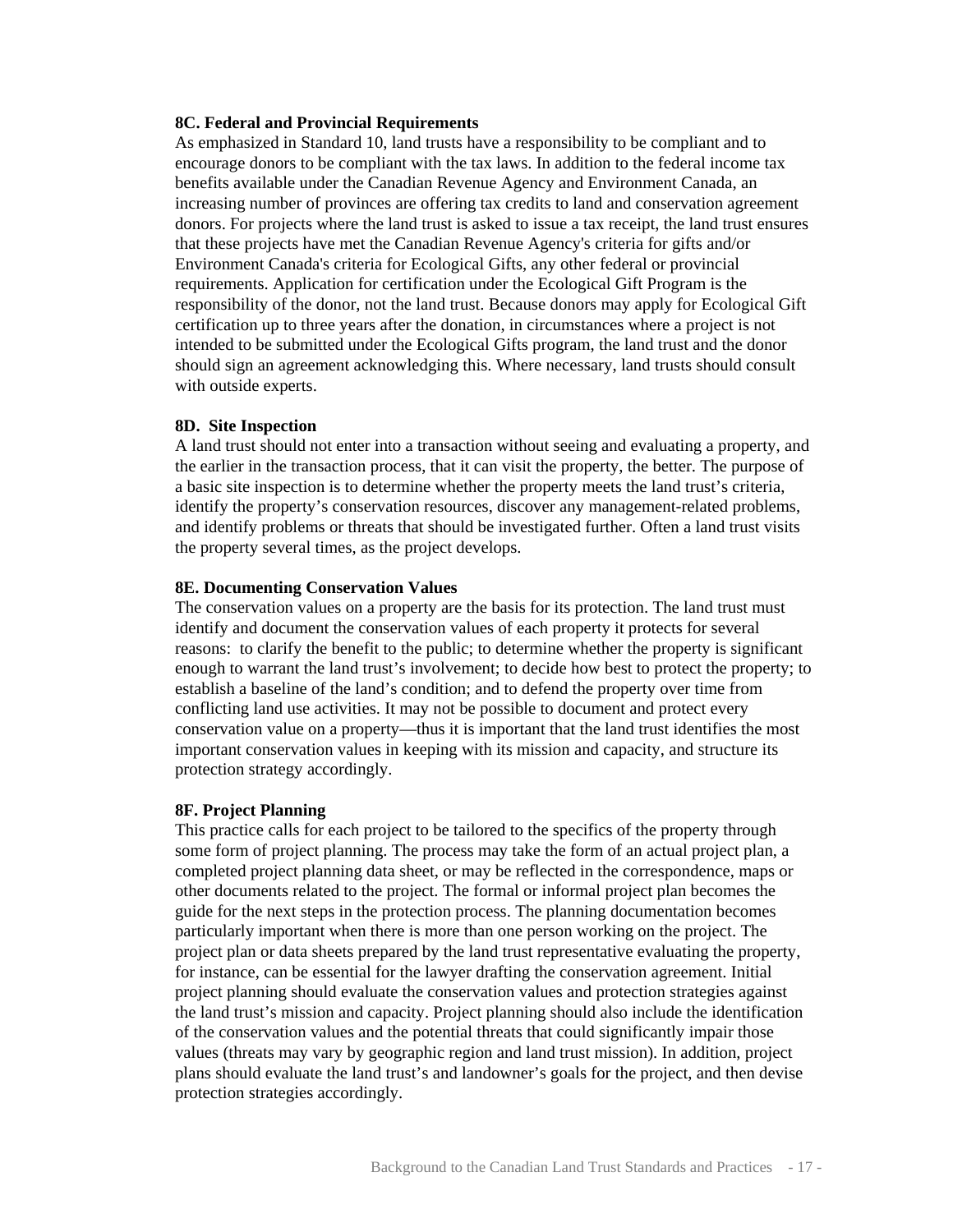### 8C. Federal and Provincial Requirements

As emphasized in Standard 10, land trusts have a responsibility to be compliant and to encourage donors to be compliant with the tax laws. In addition to the federal income tax benefits available under the Canadian Revenue Agency and Environment Canada, an increasing number of provinces are offering tax credits to land and conservation agreement donors. For projects where the land trust is asked to issue a tax receipt, the land trust ensures that these projects have met the Canadian Revenue Agency's criteria for gifts and/or Environment Canada's criteria for Ecological Gifts, any other federal or provincial requirements. Application for certification under the Ecological Gift Program is the responsibility of the donor, not the land trust. Because donors may apply for Ecological Gift certification up to three years after the donation, in circumstances where a project is not intended to be submitted under the Ecological Gifts program, the land trust and the donor should sign an agreement acknowledging this. Where necessary, land trusts should consult with outside experts.

### 8D. Site Inspection

A land trust should not enter into a transaction without seeing and evaluating a property, and the earlier in the transaction process, that it can visit the property, the better. The purpose of a basic site inspection is to determine whether the property meets the land trust's criteria, identify the property's conservation resources, discover any management-related problems, and identify problems or threats that should be investigated further. Often a land trust visits the property several times, as the project develops.

### 8E. Documenting Conservation Values

The conservation values on a property are the basis for its protection. The land trust must identify and document the conservation values of each property it protects for several reasons: to clarify the benefit to the public; to determine whether the property is significant enough to warrant the land trust's involvement; to decide how best to protect the property; to establish a baseline of the land's condition; and to defend the property over time from conflicting land use activities. It may not be possible to document and protect every conservation value on a property—thus it is important that the land trust identifies the most important conservation values in keeping with its mission and capacity, and structure its protection strategy accordingly.

### 8F. Project Planning

This practice calls for each project to be tailored to the specifics of the property through some form of project planning. The process may take the form of an actual project plan, a completed project planning data sheet, or may be reflected in the correspondence, maps or other documents related to the project. The formal or informal project plan becomes the guide for the next steps in the protection process. The planning documentation becomes particularly important when there is more than one person working on the project. The project plan or data sheets prepared by the land trust representative evaluating the property, for instance, can be essential for the lawyer drafting the conservation agreement. Initial project planning should evaluate the conservation values and protection strategies against the land trust's mission and capacity. Project planning should also include the identification of the conservation values and the potential threats that could significantly impair those values (threats may vary by geographic region and land trust mission). In addition, project plans should evaluate the land trust's and landowner's goals for the project, and then devise protection strategies accordingly.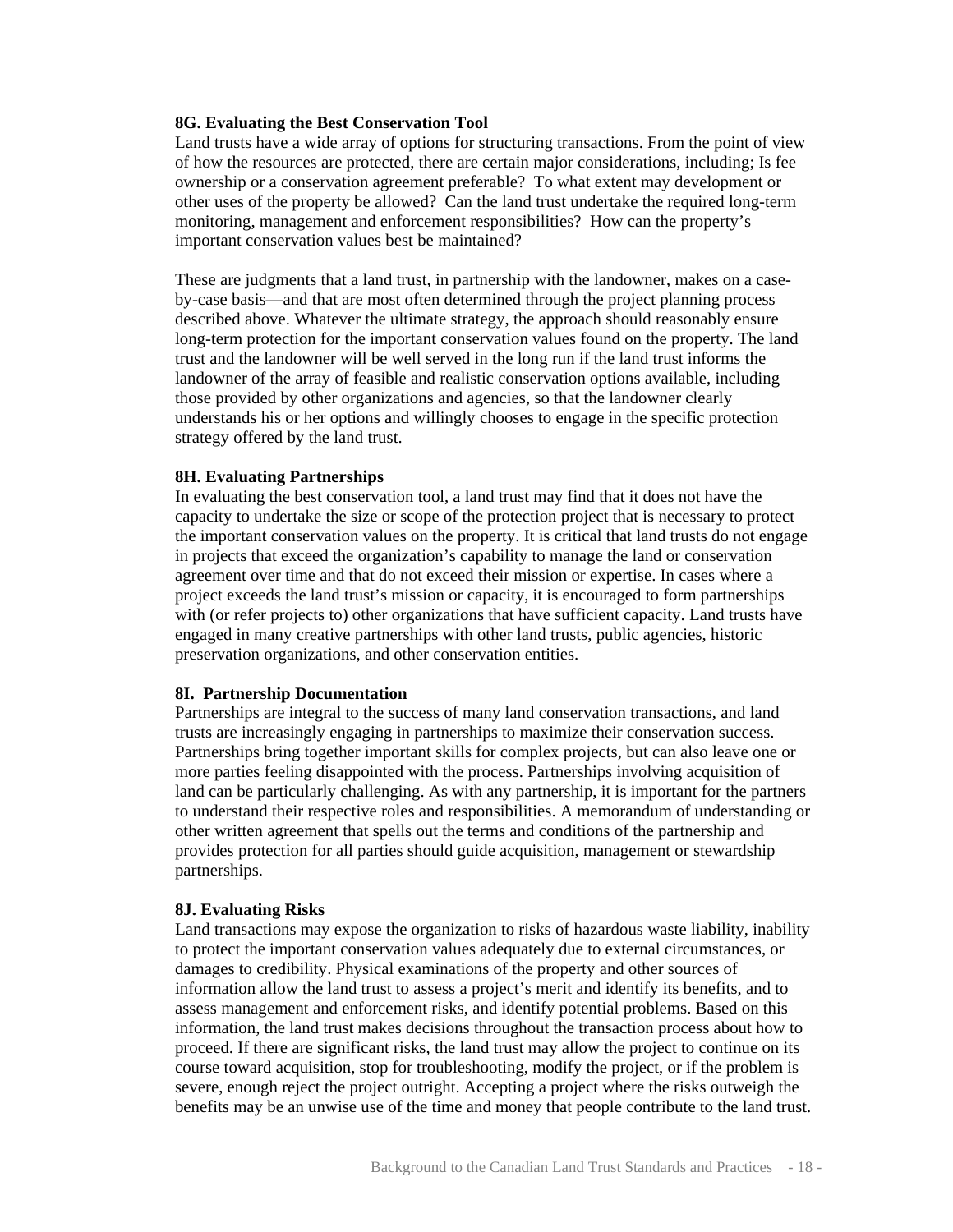### 8G. Evaluating the Best Conservation Tool

Land trusts have a wide array of options for structuring transactions. From the point of view of how the resources are protected, there are certain major considerations, including; Is fee ownership or a conservation agreement preferable? To what extent may development or other uses of the property be allowed? Can the land trust undertake the required long-term monitoring, management and enforcement responsibilities? How can the property's important conservation values best be maintained?

These are judgments that a land trust, in partnership with the landowner, makes on a case-by-case basis—and that are most often determined through the project planning process described above. Whatever the ultimate strategy, the approach should reasonably ensure long-term protection for the important conservation values found on the property. The land trust and the landowner will be well served in the long run if the land trust informs the landowner of the array of feasible and realistic conservation options available, including those provided by other organizations and agencies, so that the landowner clearly understands his or her options and willingly chooses to engage in the specific protection strategy offered by the land trust.

### 8H. Evaluating Partnerships

In evaluating the best conservation tool, a land trust may find that it does not have the capacity to undertake the size or scope of the protection project that is necessary to protect the important conservation values on the property. It is critical that land trusts do not engage in projects that exceed the organization's capability to manage the land or conservation agreement over time and that do not exceed their mission or expertise. In cases where a project exceeds the land trust's mission or capacity, it is encouraged to form partnerships with (or refer projects to) other organizations that have sufficient capacity. Land trusts have engaged in many creative partnerships with other land trusts, public agencies, historic preservation organizations, and other conservation entities.

### 8I. Partnership Documentation

Partnerships are integral to the success of many land conservation transactions, and land trusts are increasingly engaging in partnerships to maximize their conservation success. Partnerships bring together important skills for complex projects, but can also leave one or more parties feeling disappointed with the process. Partnerships involving acquisition of land can be particularly challenging. As with any partnership, it is important for the partners to understand their respective roles and responsibilities. A memorandum of understanding or other written agreement that spells out the terms and conditions of the partnership and provides protection for all parties should guide acquisition, management or stewardship partnerships.

### 8J. Evaluating Risks

Land transactions may expose the organization to risks of hazardous waste liability, inability to protect the important conservation values adequately due to external circumstances, or damages to credibility. Physical examinations of the property and other sources of information allow the land trust to assess a project's merit and identify its benefits, and to assess management and enforcement risks, and identify potential problems. Based on this information, the land trust makes decisions throughout the transaction process about how to proceed. If there are significant risks, the land trust may allow the project to continue on its course toward acquisition, stop for troubleshooting, modify the project, or if the problem is severe, enough reject the project outright. Accepting a project where the risks outweigh the benefits may be an unwise use of the time and money that people contribute to the land trust.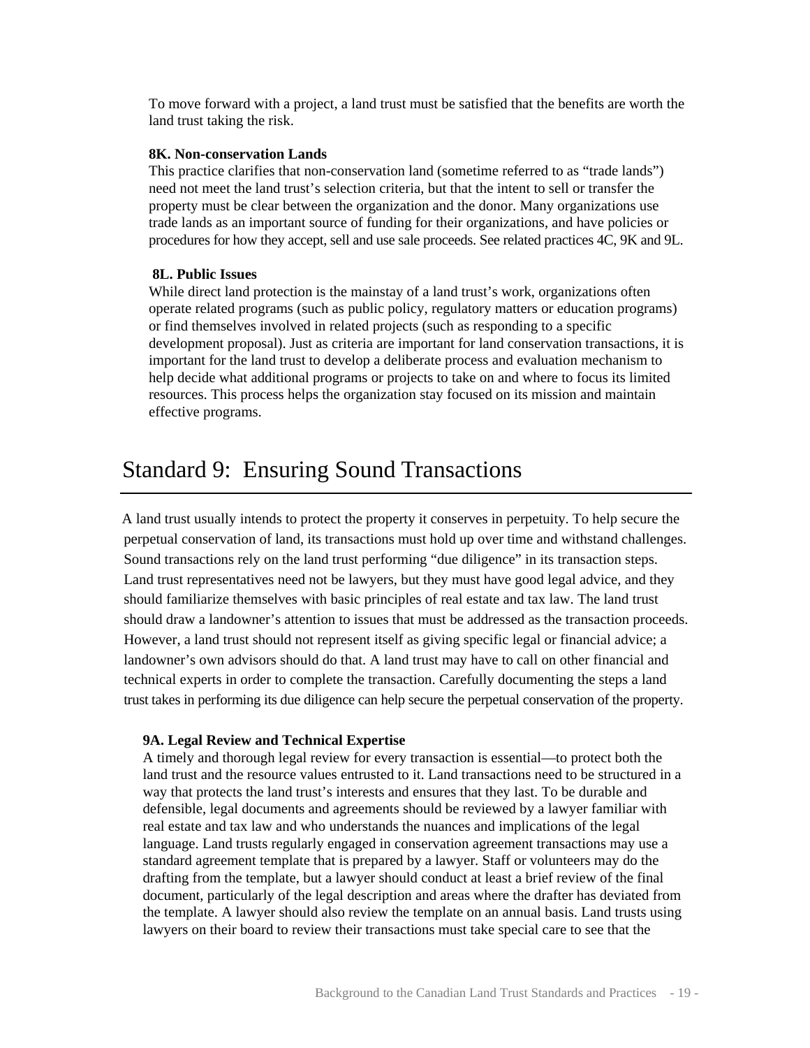To move forward with a project, a land trust must be satisfied that the benefits are worth the land trust taking the risk.

**8K. Non-conservation Lands**

This practice clarifies that non-conservation land (sometime referred to as "trade lands") need not meet the land trust's selection criteria, but that the intent to sell or transfer the property must be clear between the organization and the donor. Many organizations use trade lands as an important source of funding for their organizations, and have policies or procedures for how they accept, sell and use sale proceeds. See related practices 4C, 9K and 9L.

**8L. Public Issues**

While direct land protection is the mainstay of a land trust's work, organizations often operate related programs (such as public policy, regulatory matters or education programs) or find themselves involved in related projects (such as responding to a specific development proposal). Just as criteria are important for land conservation transactions, it is important for the land trust to develop a deliberate process and evaluation mechanism to help decide what additional programs or projects to take on and where to focus its limited resources. This process helps the organization stay focused on its mission and maintain effective programs.

# Standard 9: Ensuring Sound Transactions

A land trust usually intends to protect the property it conserves in perpetuity. To help secure the perpetual conservation of land, its transactions must hold up over time and withstand challenges. Sound transactions rely on the land trust performing "due diligence" in its transaction steps. Land trust representatives need not be lawyers, but they must have good legal advice, and they should familiarize themselves with basic principles of real estate and tax law. The land trust should draw a landowner's attention to issues that must be addressed as the transaction proceeds. However, a land trust should not represent itself as giving specific legal or financial advice; a landowner's own advisors should do that. A land trust may have to call on other financial and technical experts in order to complete the transaction. Carefully documenting the steps a land trust takes in performing its due diligence can help secure the perpetual conservation of the property.

**9A. Legal Review and Technical Expertise**

A timely and thorough legal review for every transaction is essential—to protect both the land trust and the resource values entrusted to it. Land transactions need to be structured in a way that protects the land trust's interests and ensures that they last. To be durable and defensible, legal documents and agreements should be reviewed by a lawyer familiar with real estate and tax law and who understands the nuances and implications of the legal language. Land trusts regularly engaged in conservation agreement transactions may use a standard agreement template that is prepared by a lawyer. Staff or volunteers may do the drafting from the template, but a lawyer should conduct at least a brief review of the final document, particularly of the legal description and areas where the drafter has deviated from the template. A lawyer should also review the template on an annual basis. Land trusts using lawyers on their board to review their transactions must take special care to see that the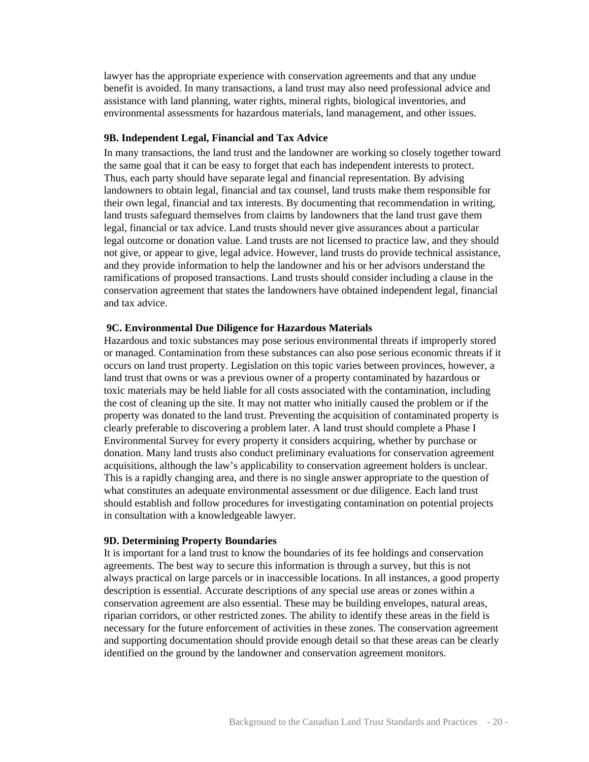lawyer has the appropriate experience with conservation agreements and that any undue benefit is avoided. In many transactions, a land trust may also need professional advice and assistance with land planning, water rights, mineral rights, biological inventories, and environmental assessments for hazardous materials, land management, and other issues.

**9B. Independent Legal, Financial and Tax Advice**

In many transactions, the land trust and the landowner are working so closely together toward the same goal that it can be easy to forget that each has independent interests to protect. Thus, each party should have separate legal and financial representation. By advising landowners to obtain legal, financial and tax counsel, land trusts make them responsible for their own legal, financial and tax interests. By documenting that recommendation in writing, land trusts safeguard themselves from claims by landowners that the land trust gave them legal, financial or tax advice. Land trusts should never give assurances about a particular legal outcome or donation value. Land trusts are not licensed to practice law, and they should not give, or appear to give, legal advice. However, land trusts do provide technical assistance, and they provide information to help the landowner and his or her advisors understand the ramifications of proposed transactions. Land trusts should consider including a clause in the conservation agreement that states the landowners have obtained independent legal, financial and tax advice.

**9C. Environmental Due Diligence for Hazardous Materials**

Hazardous and toxic substances may pose serious environmental threats if improperly stored or managed. Contamination from these substances can also pose serious economic threats if it occurs on land trust property. Legislation on this topic varies between provinces, however, a land trust that owns or was a previous owner of a property contaminated by hazardous or toxic materials may be held liable for all costs associated with the contamination, including the cost of cleaning up the site. It may not matter who initially caused the problem or if the property was donated to the land trust. Preventing the acquisition of contaminated property is clearly preferable to discovering a problem later. A land trust should complete a Phase I Environmental Survey for every property it considers acquiring, whether by purchase or donation. Many land trusts also conduct preliminary evaluations for conservation agreement acquisitions, although the law's applicability to conservation agreement holders is unclear. This is a rapidly changing area, and there is no single answer appropriate to the question of what constitutes an adequate environmental assessment or due diligence. Each land trust should establish and follow procedures for investigating contamination on potential projects in consultation with a knowledgeable lawyer.

**9D. Determining Property Boundaries**

It is important for a land trust to know the boundaries of its fee holdings and conservation agreements. The best way to secure this information is through a survey, but this is not always practical on large parcels or in inaccessible locations. In all instances, a good property description is essential. Accurate descriptions of any special use areas or zones within a conservation agreement are also essential. These may be building envelopes, natural areas, riparian corridors, or other restricted zones. The ability to identify these areas in the field is necessary for the future enforcement of activities in these zones. The conservation agreement and supporting documentation should provide enough detail so that these areas can be clearly identified on the ground by the landowner and conservation agreement monitors.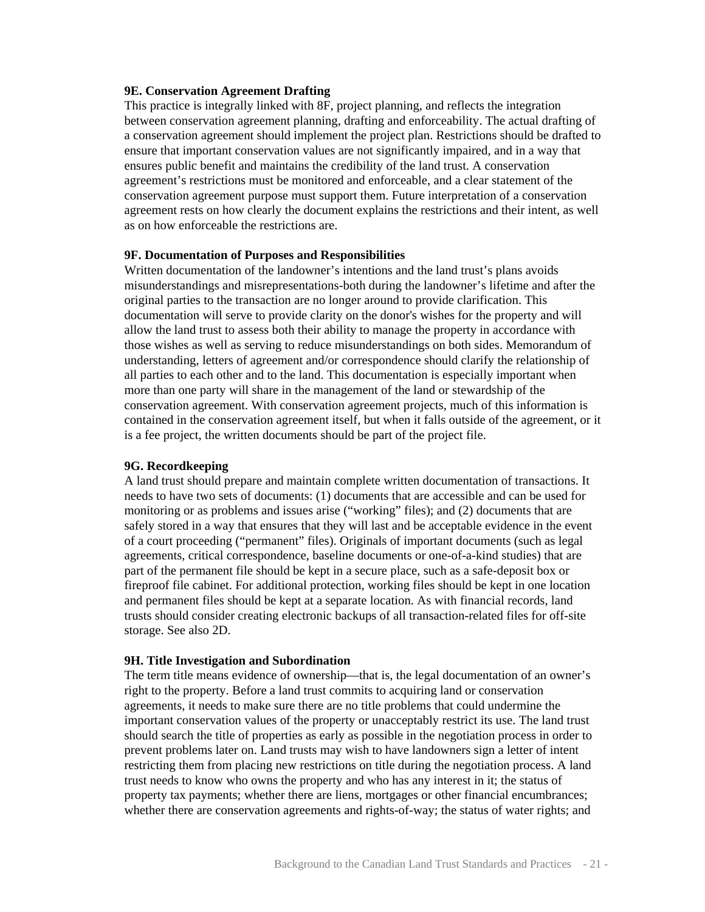**9E. Conservation Agreement Drafting**

This practice is integrally linked with 8F, project planning, and reflects the integration between conservation agreement planning, drafting and enforceability. The actual drafting of a conservation agreement should implement the project plan. Restrictions should be drafted to ensure that important conservation values are not significantly impaired, and in a way that ensures public benefit and maintains the credibility of the land trust. A conservation agreement's restrictions must be monitored and enforceable, and a clear statement of the conservation agreement purpose must support them. Future interpretation of a conservation agreement rests on how clearly the document explains the restrictions and their intent, as well as on how enforceable the restrictions are.

**9F. Documentation of Purposes and Responsibilities**

Written documentation of the landowner's intentions and the land trust's plans avoids misunderstandings and misrepresentations-both during the landowner's lifetime and after the original parties to the transaction are no longer around to provide clarification. This documentation will serve to provide clarity on the donor's wishes for the property and will allow the land trust to assess both their ability to manage the property in accordance with those wishes as well as serving to reduce misunderstandings on both sides. Memorandum of understanding, letters of agreement and/or correspondence should clarify the relationship of all parties to each other and to the land. This documentation is especially important when more than one party will share in the management of the land or stewardship of the conservation agreement. With conservation agreement projects, much of this information is contained in the conservation agreement itself, but when it falls outside of the agreement, or it is a fee project, the written documents should be part of the project file.

**9G. Recordkeeping**

A land trust should prepare and maintain complete written documentation of transactions. It needs to have two sets of documents: (1) documents that are accessible and can be used for monitoring or as problems and issues arise ("working" files); and (2) documents that are safely stored in a way that ensures that they will last and be acceptable evidence in the event of a court proceeding ("permanent" files). Originals of important documents (such as legal agreements, critical correspondence, baseline documents or one-of-a-kind studies) that are part of the permanent file should be kept in a secure place, such as a safe-deposit box or fireproof file cabinet. For additional protection, working files should be kept in one location and permanent files should be kept at a separate location. As with financial records, land trusts should consider creating electronic backups of all transaction-related files for off-site storage. See also 2D.

**9H. Title Investigation and Subordination**

The term title means evidence of ownership—that is, the legal documentation of an owner's right to the property. Before a land trust commits to acquiring land or conservation agreements, it needs to make sure there are no title problems that could undermine the important conservation values of the property or unacceptably restrict its use. The land trust should search the title of properties as early as possible in the negotiation process in order to prevent problems later on. Land trusts may wish to have landowners sign a letter of intent restricting them from placing new restrictions on title during the negotiation process. A land trust needs to know who owns the property and who has any interest in it; the status of property tax payments; whether there are liens, mortgages or other financial encumbrances; whether there are conservation agreements and rights-of-way; the status of water rights; and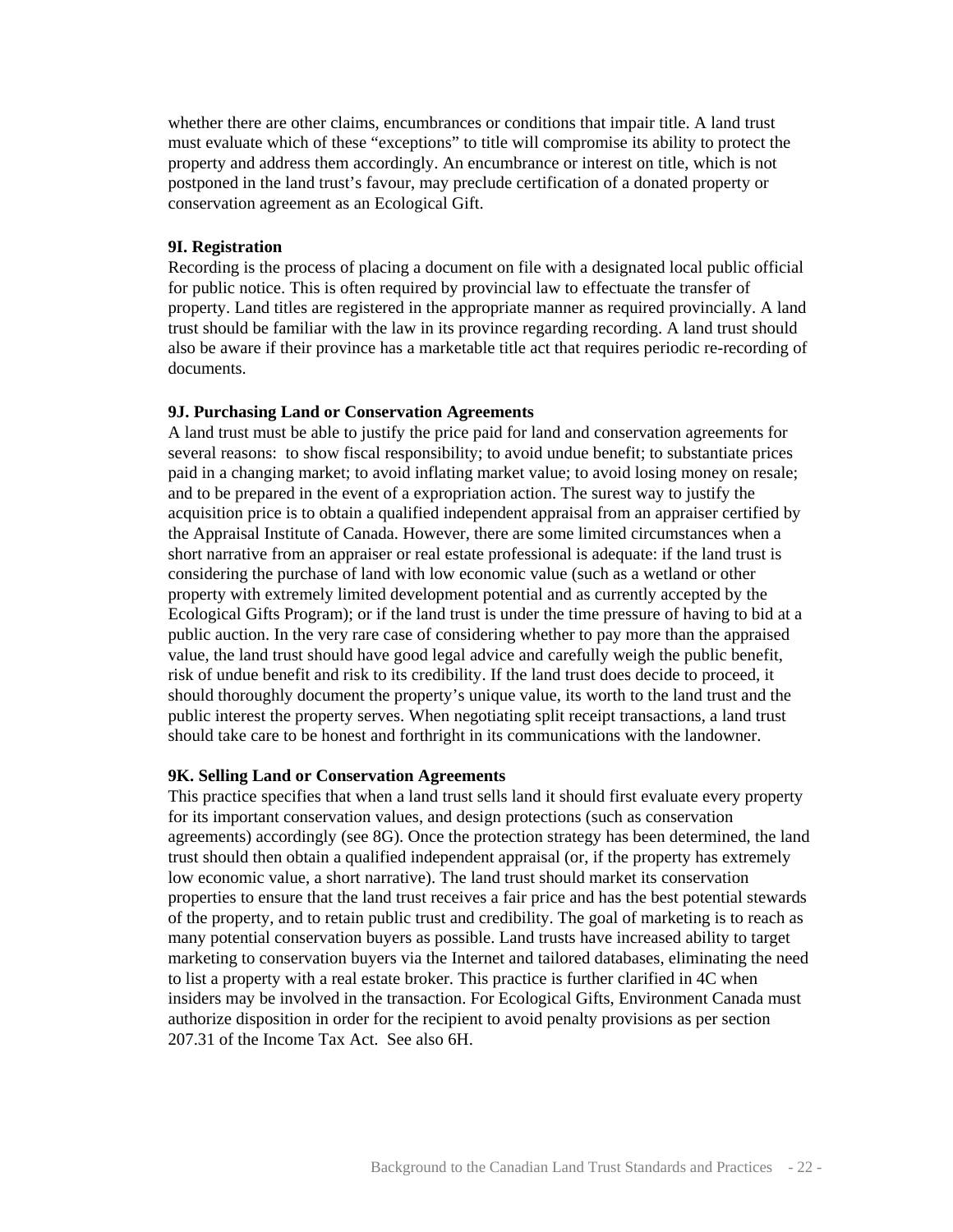whether there are other claims, encumbrances or conditions that impair title. A land trust must evaluate which of these "exceptions" to title will compromise its ability to protect the property and address them accordingly. An encumbrance or interest on title, which is not postponed in the land trust's favour, may preclude certification of a donated property or conservation agreement as an Ecological Gift.

**9I. Registration**

Recording is the process of placing a document on file with a designated local public official for public notice. This is often required by provincial law to effectuate the transfer of property. Land titles are registered in the appropriate manner as required provincially. A land trust should be familiar with the law in its province regarding recording. A land trust should also be aware if their province has a marketable title act that requires periodic re-recording of documents.

**9J. Purchasing Land or Conservation Agreements**

A land trust must be able to justify the price paid for land and conservation agreements for several reasons: to show fiscal responsibility; to avoid undue benefit; to substantiate prices paid in a changing market; to avoid inflating market value; to avoid losing money on resale; and to be prepared in the event of a expropriation action. The surest way to justify the acquisition price is to obtain a qualified independent appraisal from an appraiser certified by the Appraisal Institute of Canada. However, there are some limited circumstances when a short narrative from an appraiser or real estate professional is adequate: if the land trust is considering the purchase of land with low economic value (such as a wetland or other property with extremely limited development potential and as currently accepted by the Ecological Gifts Program); or if the land trust is under the time pressure of having to bid at a public auction. In the very rare case of considering whether to pay more than the appraised value, the land trust should have good legal advice and carefully weigh the public benefit, risk of undue benefit and risk to its credibility. If the land trust does decide to proceed, it should thoroughly document the property's unique value, its worth to the land trust and the public interest the property serves. When negotiating split receipt transactions, a land trust should take care to be honest and forthright in its communications with the landowner.

**9K. Selling Land or Conservation Agreements**

This practice specifies that when a land trust sells land it should first evaluate every property for its important conservation values, and design protections (such as conservation agreements) accordingly (see 8G). Once the protection strategy has been determined, the land trust should then obtain a qualified independent appraisal (or, if the property has extremely low economic value, a short narrative). The land trust should market its conservation properties to ensure that the land trust receives a fair price and has the best potential stewards of the property, and to retain public trust and credibility. The goal of marketing is to reach as many potential conservation buyers as possible. Land trusts have increased ability to target marketing to conservation buyers via the Internet and tailored databases, eliminating the need to list a property with a real estate broker. This practice is further clarified in 4C when insiders may be involved in the transaction. For Ecological Gifts, Environment Canada must authorize disposition in order for the recipient to avoid penalty provisions as per section 207.31 of the Income Tax Act. See also 6H.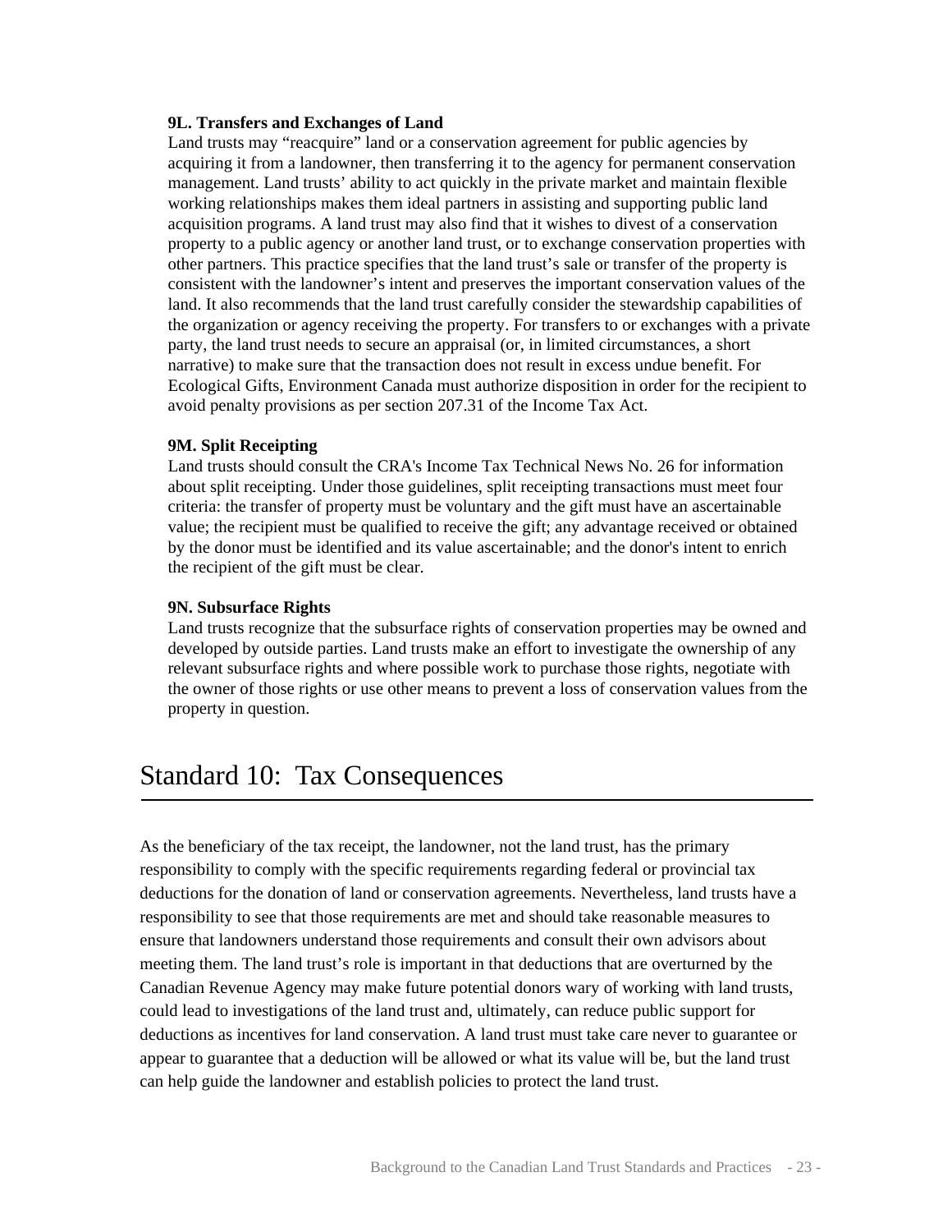**9L. Transfers and Exchanges of Land**

Land trusts may "reacquire" land or a conservation agreement for public agencies by acquiring it from a landowner, then transferring it to the agency for permanent conservation management. Land trusts' ability to act quickly in the private market and maintain flexible working relationships makes them ideal partners in assisting and supporting public land acquisition programs. A land trust may also find that it wishes to divest of a conservation property to a public agency or another land trust, or to exchange conservation properties with other partners. This practice specifies that the land trust's sale or transfer of the property is consistent with the landowner's intent and preserves the important conservation values of the land. It also recommends that the land trust carefully consider the stewardship capabilities of the organization or agency receiving the property. For transfers to or exchanges with a private party, the land trust needs to secure an appraisal (or, in limited circumstances, a short narrative) to make sure that the transaction does not result in excess undue benefit. For Ecological Gifts, Environment Canada must authorize disposition in order for the recipient to avoid penalty provisions as per section 207.31 of the Income Tax Act.

**9M. Split Receipting**

Land trusts should consult the CRA's Income Tax Technical News No. 26 for information about split receipting. Under those guidelines, split receipting transactions must meet four criteria: the transfer of property must be voluntary and the gift must have an ascertainable value; the recipient must be qualified to receive the gift; any advantage received or obtained by the donor must be identified and its value ascertainable; and the donor's intent to enrich the recipient of the gift must be clear.

**9N. Subsurface Rights**

Land trusts recognize that the subsurface rights of conservation properties may be owned and developed by outside parties. Land trusts make an effort to investigate the ownership of any relevant subsurface rights and where possible work to purchase those rights, negotiate with the owner of those rights or use other means to prevent a loss of conservation values from the property in question.

## Standard 10: Tax Consequences

As the beneficiary of the tax receipt, the landowner, not the land trust, has the primary responsibility to comply with the specific requirements regarding federal or provincial tax deductions for the donation of land or conservation agreements. Nevertheless, land trusts have a responsibility to see that those requirements are met and should take reasonable measures to ensure that landowners understand those requirements and consult their own advisors about meeting them. The land trust's role is important in that deductions that are overturned by the Canadian Revenue Agency may make future potential donors wary of working with land trusts, could lead to investigations of the land trust and, ultimately, can reduce public support for deductions as incentives for land conservation. A land trust must take care never to guarantee or appear to guarantee that a deduction will be allowed or what its value will be, but the land trust can help guide the landowner and establish policies to protect the land trust.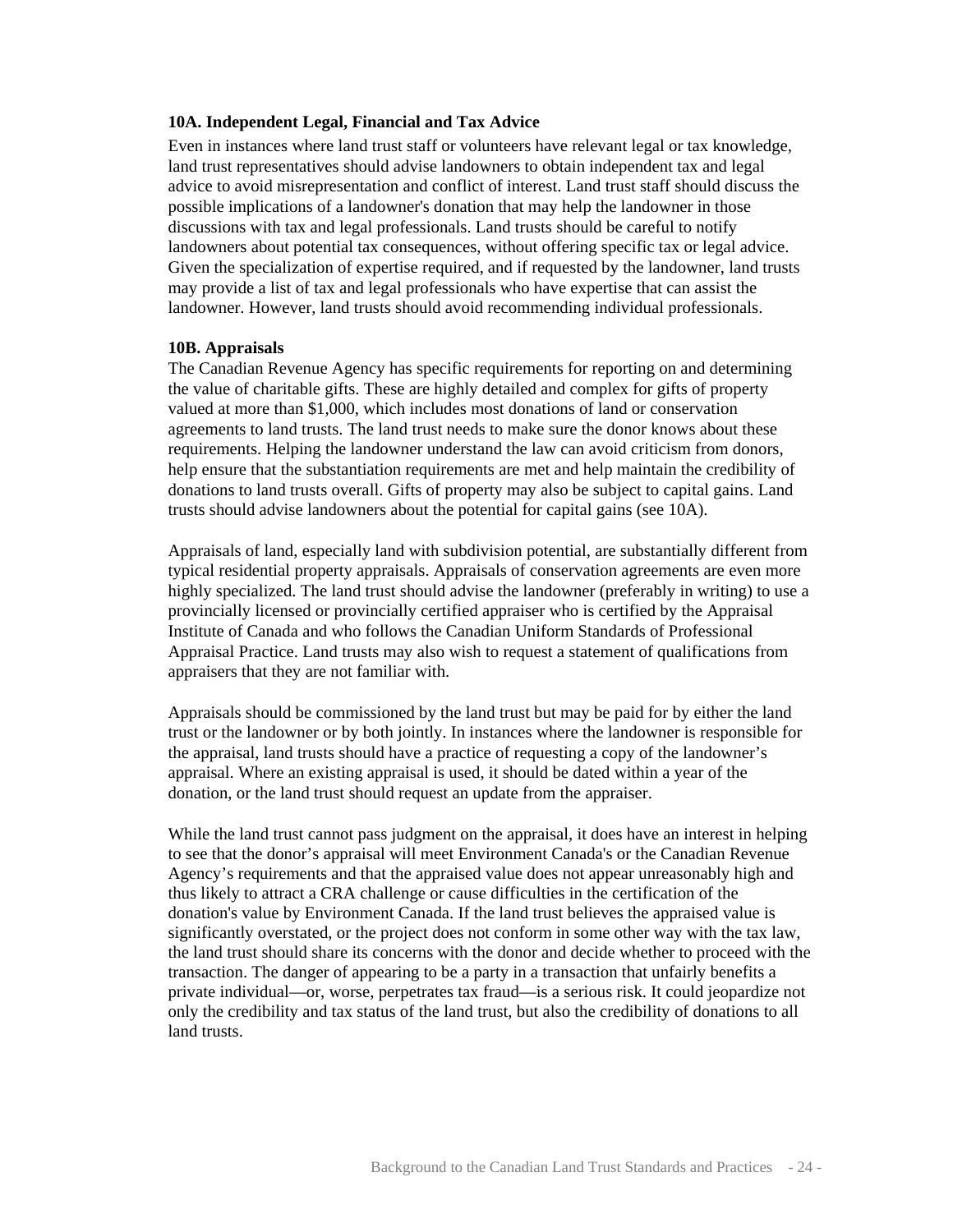**10A. Independent Legal, Financial and Tax Advice**

Even in instances where land trust staff or volunteers have relevant legal or tax knowledge, land trust representatives should advise landowners to obtain independent tax and legal advice to avoid misrepresentation and conflict of interest. Land trust staff should discuss the possible implications of a landowner's donation that may help the landowner in those discussions with tax and legal professionals. Land trusts should be careful to notify landowners about potential tax consequences, without offering specific tax or legal advice. Given the specialization of expertise required, and if requested by the landowner, land trusts may provide a list of tax and legal professionals who have expertise that can assist the landowner. However, land trusts should avoid recommending individual professionals.

**10B. Appraisals**

The Canadian Revenue Agency has specific requirements for reporting on and determining the value of charitable gifts. These are highly detailed and complex for gifts of property valued at more than $1,000, which includes most donations of land or conservation agreements to land trusts. The land trust needs to make sure the donor knows about these requirements. Helping the landowner understand the law can avoid criticism from donors, help ensure that the substantiation requirements are met and help maintain the credibility of donations to land trusts overall. Gifts of property may also be subject to capital gains. Land trusts should advise landowners about the potential for capital gains (see 10A).

Appraisals of land, especially land with subdivision potential, are substantially different from typical residential property appraisals. Appraisals of conservation agreements are even more highly specialized. The land trust should advise the landowner (preferably in writing) to use a provincially licensed or provincially certified appraiser who is certified by the Appraisal Institute of Canada and who follows the Canadian Uniform Standards of Professional Appraisal Practice. Land trusts may also wish to request a statement of qualifications from appraisers that they are not familiar with.

Appraisals should be commissioned by the land trust but may be paid for by either the land trust or the landowner or by both jointly. In instances where the landowner is responsible for the appraisal, land trusts should have a practice of requesting a copy of the landowner's appraisal. Where an existing appraisal is used, it should be dated within a year of the donation, or the land trust should request an update from the appraiser.

While the land trust cannot pass judgment on the appraisal, it does have an interest in helping to see that the donor's appraisal will meet Environment Canada's or the Canadian Revenue Agency's requirements and that the appraised value does not appear unreasonably high and thus likely to attract a CRA challenge or cause difficulties in the certification of the donation's value by Environment Canada. If the land trust believes the appraised value is significantly overstated, or the project does not conform in some other way with the tax law, the land trust should share its concerns with the donor and decide whether to proceed with the transaction. The danger of appearing to be a party in a transaction that unfairly benefits a private individual—or, worse, perpetrates tax fraud—is a serious risk. It could jeopardize not only the credibility and tax status of the land trust, but also the credibility of donations to all land trusts.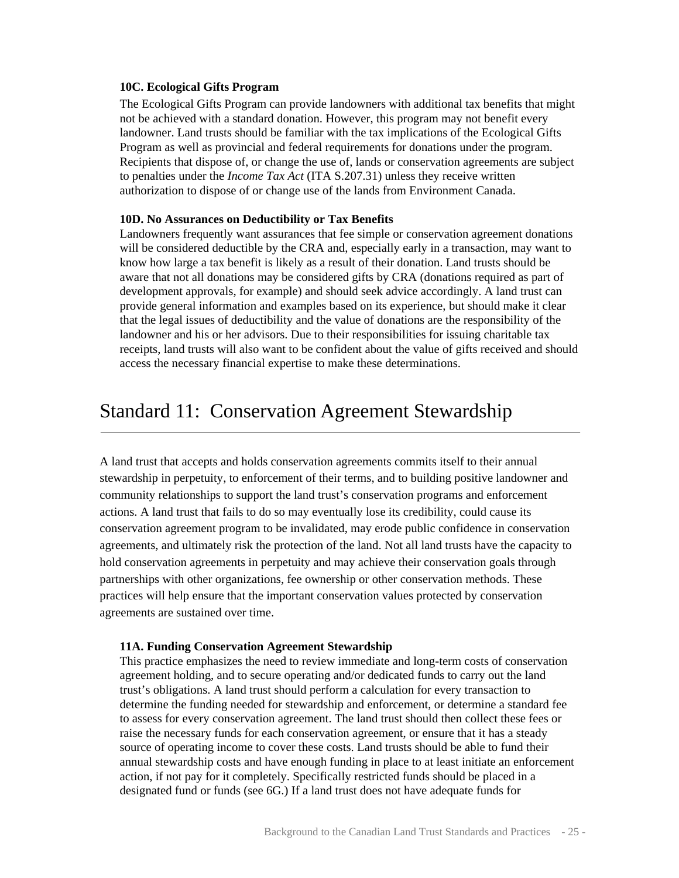**10C. Ecological Gifts Program**

The Ecological Gifts Program can provide landowners with additional tax benefits that might not be achieved with a standard donation. However, this program may not benefit every landowner. Land trusts should be familiar with the tax implications of the Ecological Gifts Program as well as provincial and federal requirements for donations under the program. Recipients that dispose of, or change the use of, lands or conservation agreements are subject to penalties under the *Income Tax Act* (ITA S.207.31) unless they receive written authorization to dispose of or change use of the lands from Environment Canada.

**10D. No Assurances on Deductibility or Tax Benefits**

Landowners frequently want assurances that fee simple or conservation agreement donations will be considered deductible by the CRA and, especially early in a transaction, may want to know how large a tax benefit is likely as a result of their donation. Land trusts should be aware that not all donations may be considered gifts by CRA (donations required as part of development approvals, for example) and should seek advice accordingly. A land trust can provide general information and examples based on its experience, but should make it clear that the legal issues of deductibility and the value of donations are the responsibility of the landowner and his or her advisors. Due to their responsibilities for issuing charitable tax receipts, land trusts will also want to be confident about the value of gifts received and should access the necessary financial expertise to make these determinations.

# Standard 11: Conservation Agreement Stewardship

A land trust that accepts and holds conservation agreements commits itself to their annual stewardship in perpetuity, to enforcement of their terms, and to building positive landowner and community relationships to support the land trust's conservation programs and enforcement actions. A land trust that fails to do so may eventually lose its credibility, could cause its conservation agreement program to be invalidated, may erode public confidence in conservation agreements, and ultimately risk the protection of the land. Not all land trusts have the capacity to hold conservation agreements in perpetuity and may achieve their conservation goals through partnerships with other organizations, fee ownership or other conservation methods. These practices will help ensure that the important conservation values protected by conservation agreements are sustained over time.

**11A. Funding Conservation Agreement Stewardship**

This practice emphasizes the need to review immediate and long-term costs of conservation agreement holding, and to secure operating and/or dedicated funds to carry out the land trust's obligations. A land trust should perform a calculation for every transaction to determine the funding needed for stewardship and enforcement, or determine a standard fee to assess for every conservation agreement. The land trust should then collect these fees or raise the necessary funds for each conservation agreement, or ensure that it has a steady source of operating income to cover these costs. Land trusts should be able to fund their annual stewardship costs and have enough funding in place to at least initiate an enforcement action, if not pay for it completely. Specifically restricted funds should be placed in a designated fund or funds (see 6G.) If a land trust does not have adequate funds for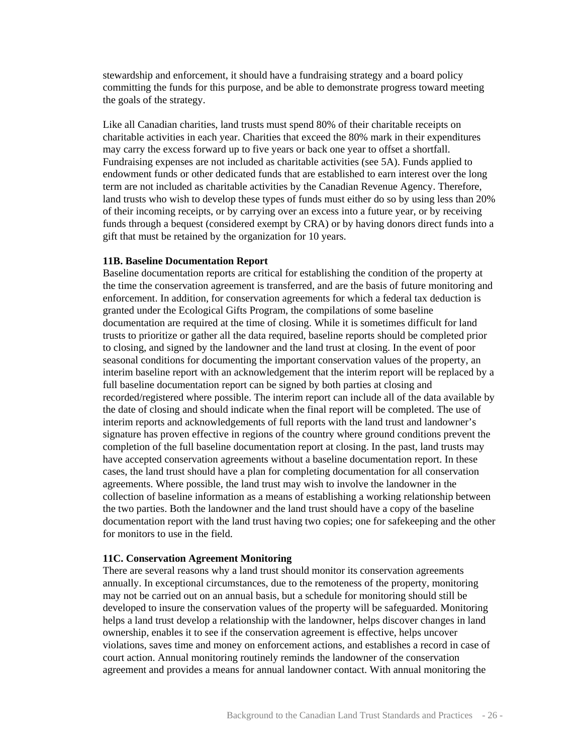stewardship and enforcement, it should have a fundraising strategy and a board policy committing the funds for this purpose, and be able to demonstrate progress toward meeting the goals of the strategy.

Like all Canadian charities, land trusts must spend 80% of their charitable receipts on charitable activities in each year. Charities that exceed the 80% mark in their expenditures may carry the excess forward up to five years or back one year to offset a shortfall. Fundraising expenses are not included as charitable activities (see 5A). Funds applied to endowment funds or other dedicated funds that are established to earn interest over the long term are not included as charitable activities by the Canadian Revenue Agency. Therefore, land trusts who wish to develop these types of funds must either do so by using less than 20% of their incoming receipts, or by carrying over an excess into a future year, or by receiving funds through a bequest (considered exempt by CRA) or by having donors direct funds into a gift that must be retained by the organization for 10 years.

**11B. Baseline Documentation Report**

Baseline documentation reports are critical for establishing the condition of the property at the time the conservation agreement is transferred, and are the basis of future monitoring and enforcement. In addition, for conservation agreements for which a federal tax deduction is granted under the Ecological Gifts Program, the compilations of some baseline documentation are required at the time of closing. While it is sometimes difficult for land trusts to prioritize or gather all the data required, baseline reports should be completed prior to closing, and signed by the landowner and the land trust at closing. In the event of poor seasonal conditions for documenting the important conservation values of the property, an interim baseline report with an acknowledgement that the interim report will be replaced by a full baseline documentation report can be signed by both parties at closing and recorded/registered where possible. The interim report can include all of the data available by the date of closing and should indicate when the final report will be completed. The use of interim reports and acknowledgements of full reports with the land trust and landowner's signature has proven effective in regions of the country where ground conditions prevent the completion of the full baseline documentation report at closing. In the past, land trusts may have accepted conservation agreements without a baseline documentation report. In these cases, the land trust should have a plan for completing documentation for all conservation agreements. Where possible, the land trust may wish to involve the landowner in the collection of baseline information as a means of establishing a working relationship between the two parties. Both the landowner and the land trust should have a copy of the baseline documentation report with the land trust having two copies; one for safekeeping and the other for monitors to use in the field.

**11C. Conservation Agreement Monitoring**

There are several reasons why a land trust should monitor its conservation agreements annually. In exceptional circumstances, due to the remoteness of the property, monitoring may not be carried out on an annual basis, but a schedule for monitoring should still be developed to insure the conservation values of the property will be safeguarded. Monitoring helps a land trust develop a relationship with the landowner, helps discover changes in land ownership, enables it to see if the conservation agreement is effective, helps uncover violations, saves time and money on enforcement actions, and establishes a record in case of court action. Annual monitoring routinely reminds the landowner of the conservation agreement and provides a means for annual landowner contact. With annual monitoring the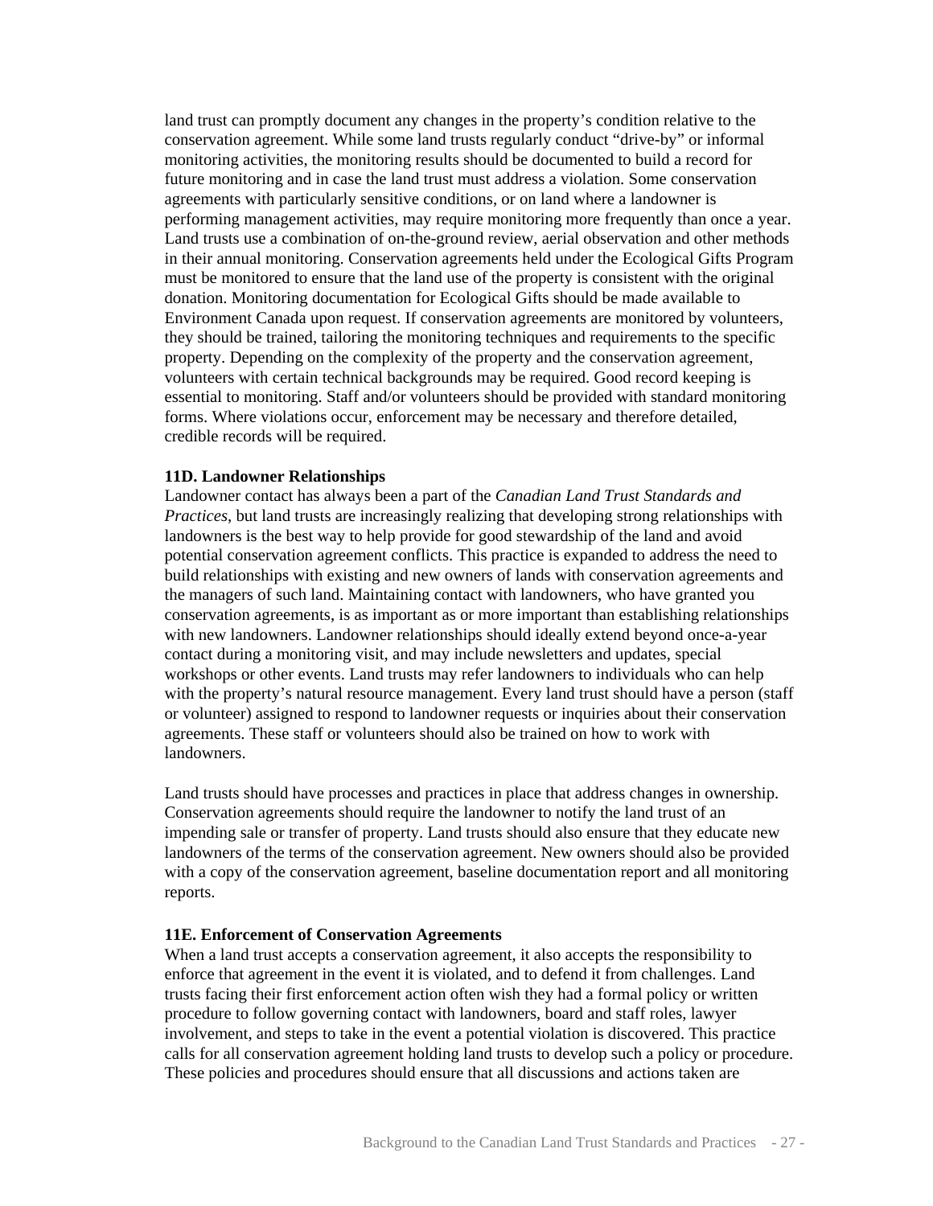land trust can promptly document any changes in the property's condition relative to the conservation agreement. While some land trusts regularly conduct "drive-by" or informal monitoring activities, the monitoring results should be documented to build a record for future monitoring and in case the land trust must address a violation. Some conservation agreements with particularly sensitive conditions, or on land where a landowner is performing management activities, may require monitoring more frequently than once a year. Land trusts use a combination of on-the-ground review, aerial observation and other methods in their annual monitoring. Conservation agreements held under the Ecological Gifts Program must be monitored to ensure that the land use of the property is consistent with the original donation. Monitoring documentation for Ecological Gifts should be made available to Environment Canada upon request. If conservation agreements are monitored by volunteers, they should be trained, tailoring the monitoring techniques and requirements to the specific property. Depending on the complexity of the property and the conservation agreement, volunteers with certain technical backgrounds may be required. Good record keeping is essential to monitoring. Staff and/or volunteers should be provided with standard monitoring forms. Where violations occur, enforcement may be necessary and therefore detailed, credible records will be required.

**11D. Landowner Relationships**

Landowner contact has always been a part of the *Canadian Land Trust Standards and Practices*, but land trusts are increasingly realizing that developing strong relationships with landowners is the best way to help provide for good stewardship of the land and avoid potential conservation agreement conflicts. This practice is expanded to address the need to build relationships with existing and new owners of lands with conservation agreements and the managers of such land. Maintaining contact with landowners, who have granted you conservation agreements, is as important as or more important than establishing relationships with new landowners. Landowner relationships should ideally extend beyond once-a-year contact during a monitoring visit, and may include newsletters and updates, special workshops or other events. Land trusts may refer landowners to individuals who can help with the property's natural resource management. Every land trust should have a person (staff or volunteer) assigned to respond to landowner requests or inquiries about their conservation agreements. These staff or volunteers should also be trained on how to work with landowners.

Land trusts should have processes and practices in place that address changes in ownership. Conservation agreements should require the landowner to notify the land trust of an impending sale or transfer of property. Land trusts should also ensure that they educate new landowners of the terms of the conservation agreement. New owners should also be provided with a copy of the conservation agreement, baseline documentation report and all monitoring reports.

**11E. Enforcement of Conservation Agreements**

When a land trust accepts a conservation agreement, it also accepts the responsibility to enforce that agreement in the event it is violated, and to defend it from challenges. Land trusts facing their first enforcement action often wish they had a formal policy or written procedure to follow governing contact with landowners, board and staff roles, lawyer involvement, and steps to take in the event a potential violation is discovered. This practice calls for all conservation agreement holding land trusts to develop such a policy or procedure. These policies and procedures should ensure that all discussions and actions taken are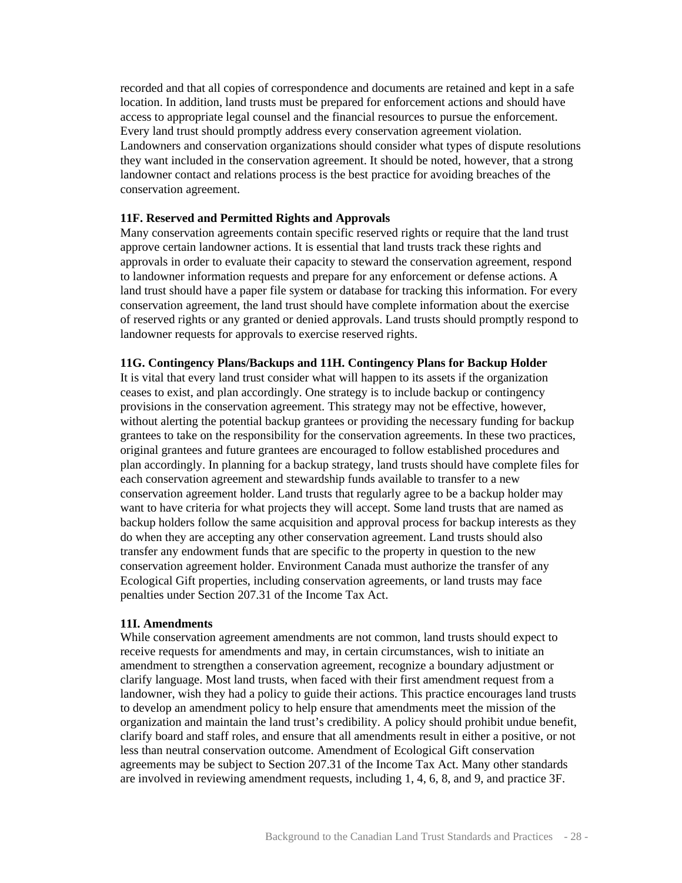recorded and that all copies of correspondence and documents are retained and kept in a safe location. In addition, land trusts must be prepared for enforcement actions and should have access to appropriate legal counsel and the financial resources to pursue the enforcement. Every land trust should promptly address every conservation agreement violation. Landowners and conservation organizations should consider what types of dispute resolutions they want included in the conservation agreement. It should be noted, however, that a strong landowner contact and relations process is the best practice for avoiding breaches of the conservation agreement.

**11F. Reserved and Permitted Rights and Approvals**
Many conservation agreements contain specific reserved rights or require that the land trust approve certain landowner actions. It is essential that land trusts track these rights and approvals in order to evaluate their capacity to steward the conservation agreement, respond to landowner information requests and prepare for any enforcement or defense actions. A land trust should have a paper file system or database for tracking this information. For every conservation agreement, the land trust should have complete information about the exercise of reserved rights or any granted or denied approvals. Land trusts should promptly respond to landowner requests for approvals to exercise reserved rights.

**11G. Contingency Plans/Backups and 11H. Contingency Plans for Backup Holder**
It is vital that every land trust consider what will happen to its assets if the organization ceases to exist, and plan accordingly. One strategy is to include backup or contingency provisions in the conservation agreement. This strategy may not be effective, however, without alerting the potential backup grantees or providing the necessary funding for backup grantees to take on the responsibility for the conservation agreements. In these two practices, original grantees and future grantees are encouraged to follow established procedures and plan accordingly. In planning for a backup strategy, land trusts should have complete files for each conservation agreement and stewardship funds available to transfer to a new conservation agreement holder. Land trusts that regularly agree to be a backup holder may want to have criteria for what projects they will accept. Some land trusts that are named as backup holders follow the same acquisition and approval process for backup interests as they do when they are accepting any other conservation agreement. Land trusts should also transfer any endowment funds that are specific to the property in question to the new conservation agreement holder. Environment Canada must authorize the transfer of any Ecological Gift properties, including conservation agreements, or land trusts may face penalties under Section 207.31 of the Income Tax Act.

**11I. Amendments**
While conservation agreement amendments are not common, land trusts should expect to receive requests for amendments and may, in certain circumstances, wish to initiate an amendment to strengthen a conservation agreement, recognize a boundary adjustment or clarify language. Most land trusts, when faced with their first amendment request from a landowner, wish they had a policy to guide their actions. This practice encourages land trusts to develop an amendment policy to help ensure that amendments meet the mission of the organization and maintain the land trust's credibility. A policy should prohibit undue benefit, clarify board and staff roles, and ensure that all amendments result in either a positive, or not less than neutral conservation outcome. Amendment of Ecological Gift conservation agreements may be subject to Section 207.31 of the Income Tax Act. Many other standards are involved in reviewing amendment requests, including 1, 4, 6, 8, and 9, and practice 3F.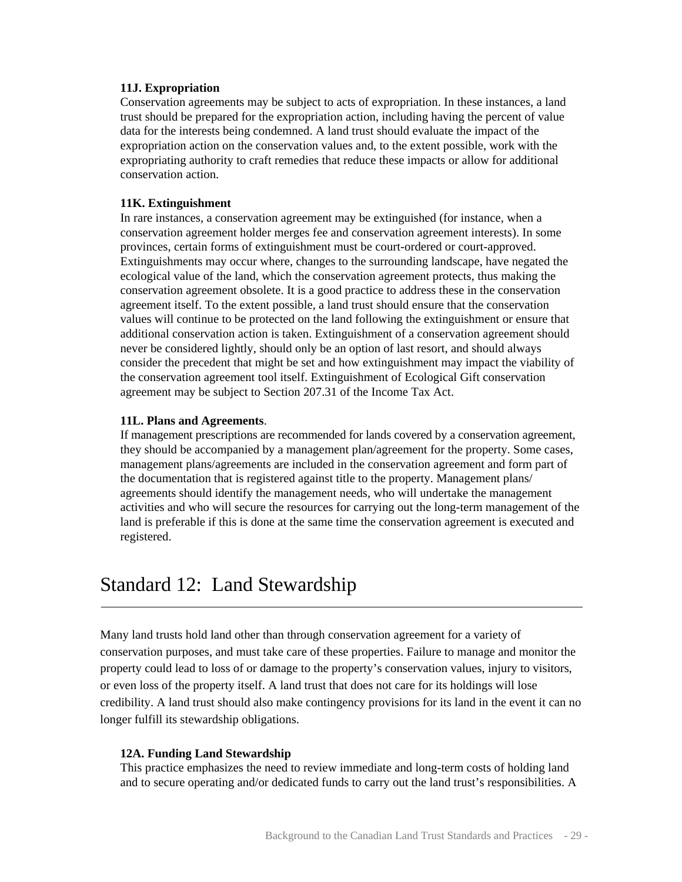**11J. Expropriation**

Conservation agreements may be subject to acts of expropriation. In these instances, a land trust should be prepared for the expropriation action, including having the percent of value data for the interests being condemned. A land trust should evaluate the impact of the expropriation action on the conservation values and, to the extent possible, work with the expropriating authority to craft remedies that reduce these impacts or allow for additional conservation action.

**11K. Extinguishment**

In rare instances, a conservation agreement may be extinguished (for instance, when a conservation agreement holder merges fee and conservation agreement interests). In some provinces, certain forms of extinguishment must be court-ordered or court-approved. Extinguishments may occur where, changes to the surrounding landscape, have negated the ecological value of the land, which the conservation agreement protects, thus making the conservation agreement obsolete. It is a good practice to address these in the conservation agreement itself. To the extent possible, a land trust should ensure that the conservation values will continue to be protected on the land following the extinguishment or ensure that additional conservation action is taken. Extinguishment of a conservation agreement should never be considered lightly, should only be an option of last resort, and should always consider the precedent that might be set and how extinguishment may impact the viability of the conservation agreement tool itself. Extinguishment of Ecological Gift conservation agreement may be subject to Section 207.31 of the Income Tax Act.

**11L. Plans and Agreements**.

If management prescriptions are recommended for lands covered by a conservation agreement, they should be accompanied by a management plan/agreement for the property. Some cases, management plans/agreements are included in the conservation agreement and form part of the documentation that is registered against title to the property. Management plans/ agreements should identify the management needs, who will undertake the management activities and who will secure the resources for carrying out the long-term management of the land is preferable if this is done at the same time the conservation agreement is executed and registered.

# Standard 12: Land Stewardship

Many land trusts hold land other than through conservation agreement for a variety of conservation purposes, and must take care of these properties. Failure to manage and monitor the property could lead to loss of or damage to the property's conservation values, injury to visitors, or even loss of the property itself. A land trust that does not care for its holdings will lose credibility. A land trust should also make contingency provisions for its land in the event it can no longer fulfill its stewardship obligations.

**12A. Funding Land Stewardship**

This practice emphasizes the need to review immediate and long-term costs of holding land and to secure operating and/or dedicated funds to carry out the land trust's responsibilities. A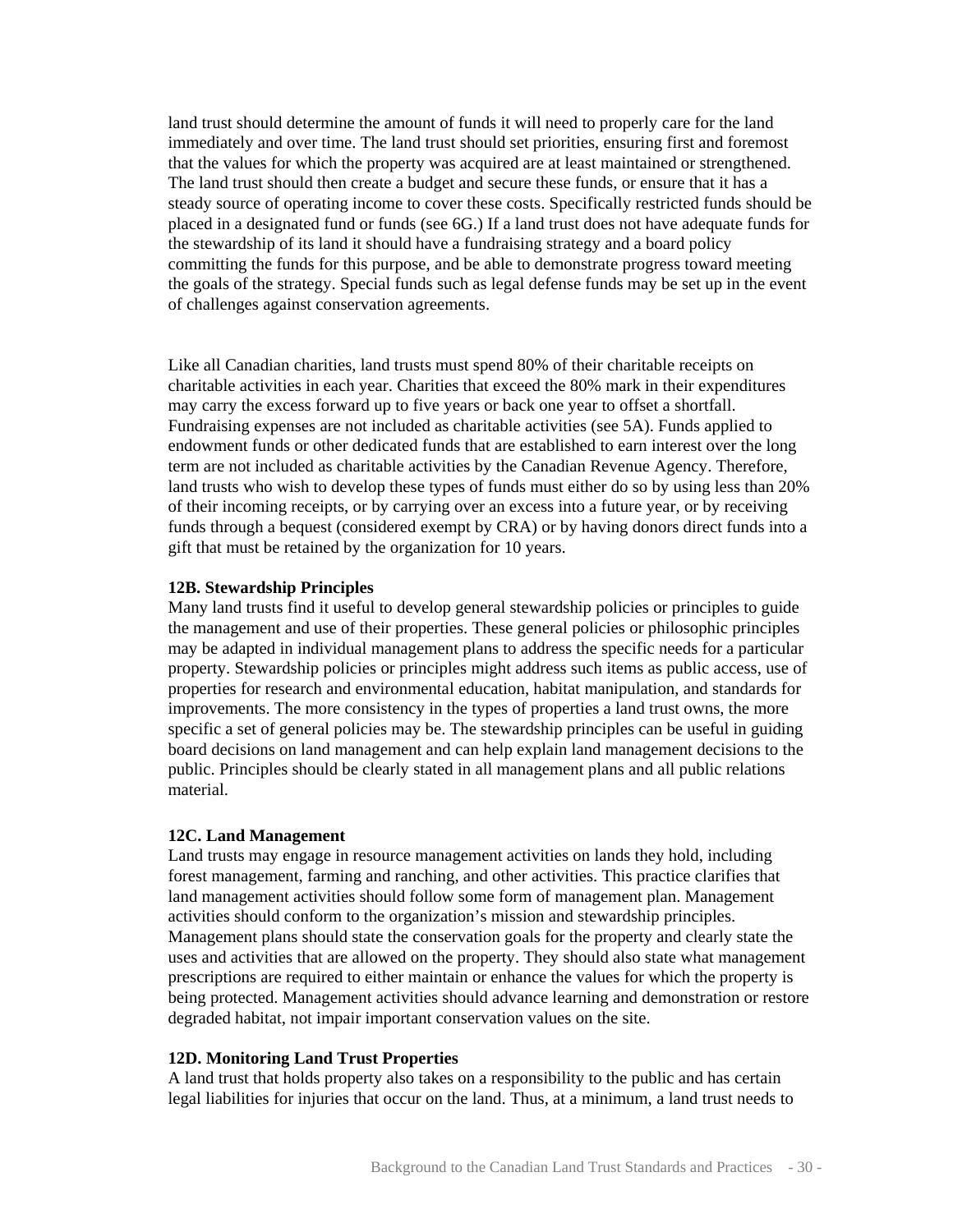land trust should determine the amount of funds it will need to properly care for the land immediately and over time. The land trust should set priorities, ensuring first and foremost that the values for which the property was acquired are at least maintained or strengthened. The land trust should then create a budget and secure these funds, or ensure that it has a steady source of operating income to cover these costs. Specifically restricted funds should be placed in a designated fund or funds (see 6G.) If a land trust does not have adequate funds for the stewardship of its land it should have a fundraising strategy and a board policy committing the funds for this purpose, and be able to demonstrate progress toward meeting the goals of the strategy. Special funds such as legal defense funds may be set up in the event of challenges against conservation agreements.

Like all Canadian charities, land trusts must spend 80% of their charitable receipts on charitable activities in each year. Charities that exceed the 80% mark in their expenditures may carry the excess forward up to five years or back one year to offset a shortfall. Fundraising expenses are not included as charitable activities (see 5A). Funds applied to endowment funds or other dedicated funds that are established to earn interest over the long term are not included as charitable activities by the Canadian Revenue Agency. Therefore, land trusts who wish to develop these types of funds must either do so by using less than 20% of their incoming receipts, or by carrying over an excess into a future year, or by receiving funds through a bequest (considered exempt by CRA) or by having donors direct funds into a gift that must be retained by the organization for 10 years.

**12B. Stewardship Principles**

Many land trusts find it useful to develop general stewardship policies or principles to guide the management and use of their properties. These general policies or philosophic principles may be adapted in individual management plans to address the specific needs for a particular property. Stewardship policies or principles might address such items as public access, use of properties for research and environmental education, habitat manipulation, and standards for improvements. The more consistency in the types of properties a land trust owns, the more specific a set of general policies may be. The stewardship principles can be useful in guiding board decisions on land management and can help explain land management decisions to the public. Principles should be clearly stated in all management plans and all public relations material.

**12C. Land Management**

Land trusts may engage in resource management activities on lands they hold, including forest management, farming and ranching, and other activities. This practice clarifies that land management activities should follow some form of management plan. Management activities should conform to the organization's mission and stewardship principles. Management plans should state the conservation goals for the property and clearly state the uses and activities that are allowed on the property. They should also state what management prescriptions are required to either maintain or enhance the values for which the property is being protected. Management activities should advance learning and demonstration or restore degraded habitat, not impair important conservation values on the site.

**12D. Monitoring Land Trust Properties**

A land trust that holds property also takes on a responsibility to the public and has certain legal liabilities for injuries that occur on the land. Thus, at a minimum, a land trust needs to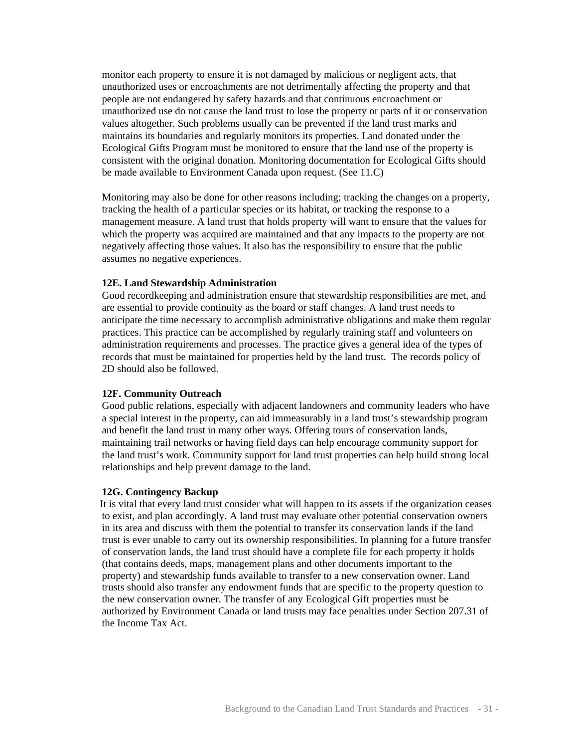monitor each property to ensure it is not damaged by malicious or negligent acts, that unauthorized uses or encroachments are not detrimentally affecting the property and that people are not endangered by safety hazards and that continuous encroachment or unauthorized use do not cause the land trust to lose the property or parts of it or conservation values altogether. Such problems usually can be prevented if the land trust marks and maintains its boundaries and regularly monitors its properties. Land donated under the Ecological Gifts Program must be monitored to ensure that the land use of the property is consistent with the original donation. Monitoring documentation for Ecological Gifts should be made available to Environment Canada upon request. (See 11.C)

Monitoring may also be done for other reasons including; tracking the changes on a property, tracking the health of a particular species or its habitat, or tracking the response to a management measure. A land trust that holds property will want to ensure that the values for which the property was acquired are maintained and that any impacts to the property are not negatively affecting those values. It also has the responsibility to ensure that the public assumes no negative experiences.

**12E. Land Stewardship Administration**

Good recordkeeping and administration ensure that stewardship responsibilities are met, and are essential to provide continuity as the board or staff changes. A land trust needs to anticipate the time necessary to accomplish administrative obligations and make them regular practices. This practice can be accomplished by regularly training staff and volunteers on administration requirements and processes. The practice gives a general idea of the types of records that must be maintained for properties held by the land trust. The records policy of 2D should also be followed.

**12F. Community Outreach**

Good public relations, especially with adjacent landowners and community leaders who have a special interest in the property, can aid immeasurably in a land trust's stewardship program and benefit the land trust in many other ways. Offering tours of conservation lands, maintaining trail networks or having field days can help encourage community support for the land trust's work. Community support for land trust properties can help build strong local relationships and help prevent damage to the land.

**12G. Contingency Backup**

It is vital that every land trust consider what will happen to its assets if the organization ceases to exist, and plan accordingly. A land trust may evaluate other potential conservation owners in its area and discuss with them the potential to transfer its conservation lands if the land trust is ever unable to carry out its ownership responsibilities. In planning for a future transfer of conservation lands, the land trust should have a complete file for each property it holds (that contains deeds, maps, management plans and other documents important to the property) and stewardship funds available to transfer to a new conservation owner. Land trusts should also transfer any endowment funds that are specific to the property question to the new conservation owner. The transfer of any Ecological Gift properties must be authorized by Environment Canada or land trusts may face penalties under Section 207.31 of the Income Tax Act.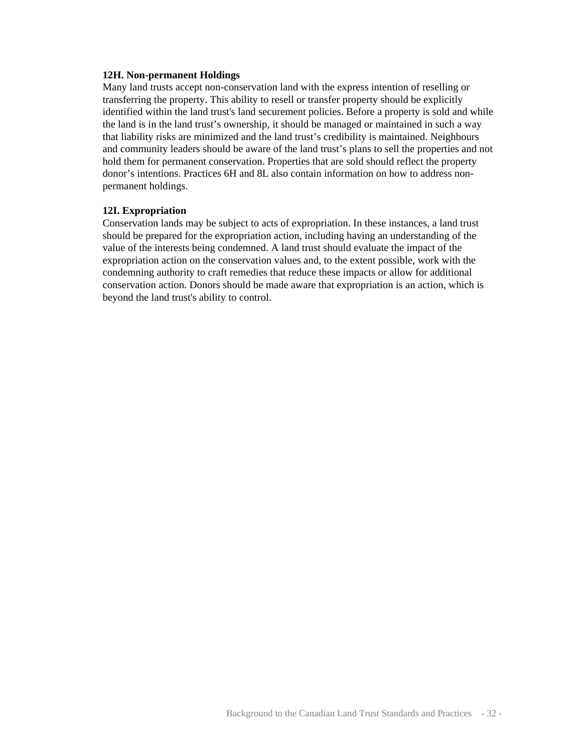**12H. Non-permanent Holdings**

Many land trusts accept non-conservation land with the express intention of reselling or transferring the property. This ability to resell or transfer property should be explicitly identified within the land trust's land securement policies. Before a property is sold and while the land is in the land trust's ownership, it should be managed or maintained in such a way that liability risks are minimized and the land trust's credibility is maintained. Neighbours and community leaders should be aware of the land trust's plans to sell the properties and not hold them for permanent conservation. Properties that are sold should reflect the property donor's intentions. Practices 6H and 8L also contain information on how to address non-permanent holdings.

**12I. Expropriation**

Conservation lands may be subject to acts of expropriation. In these instances, a land trust should be prepared for the expropriation action, including having an understanding of the value of the interests being condemned. A land trust should evaluate the impact of the expropriation action on the conservation values and, to the extent possible, work with the condemning authority to craft remedies that reduce these impacts or allow for additional conservation action. Donors should be made aware that expropriation is an action, which is beyond the land trust's ability to control.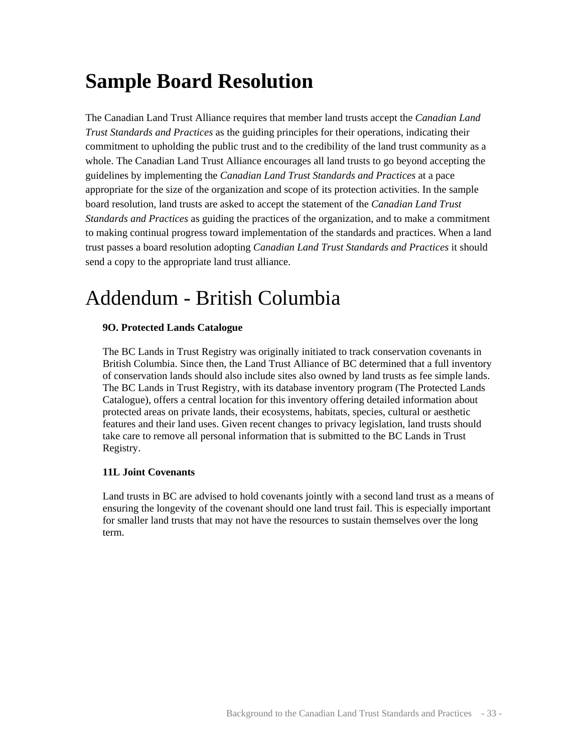# Sample Board Resolution

The Canadian Land Trust Alliance requires that member land trusts accept the *Canadian Land Trust Standards and Practices* as the guiding principles for their operations, indicating their commitment to upholding the public trust and to the credibility of the land trust community as a whole. The Canadian Land Trust Alliance encourages all land trusts to go beyond accepting the guidelines by implementing the *Canadian Land Trust Standards and Practices* at a pace appropriate for the size of the organization and scope of its protection activities. In the sample board resolution, land trusts are asked to accept the statement of the *Canadian Land Trust Standards and Practices* as guiding the practices of the organization, and to make a commitment to making continual progress toward implementation of the standards and practices. When a land trust passes a board resolution adopting *Canadian Land Trust Standards and Practices* it should send a copy to the appropriate land trust alliance.

# Addendum - British Columbia

**9O. Protected Lands Catalogue**

The BC Lands in Trust Registry was originally initiated to track conservation covenants in British Columbia. Since then, the Land Trust Alliance of BC determined that a full inventory of conservation lands should also include sites also owned by land trusts as fee simple lands. The BC Lands in Trust Registry, with its database inventory program (The Protected Lands Catalogue), offers a central location for this inventory offering detailed information about protected areas on private lands, their ecosystems, habitats, species, cultural or aesthetic features and their land uses. Given recent changes to privacy legislation, land trusts should take care to remove all personal information that is submitted to the BC Lands in Trust Registry.

**11L Joint Covenants**

Land trusts in BC are advised to hold covenants jointly with a second land trust as a means of ensuring the longevity of the covenant should one land trust fail. This is especially important for smaller land trusts that may not have the resources to sustain themselves over the long term.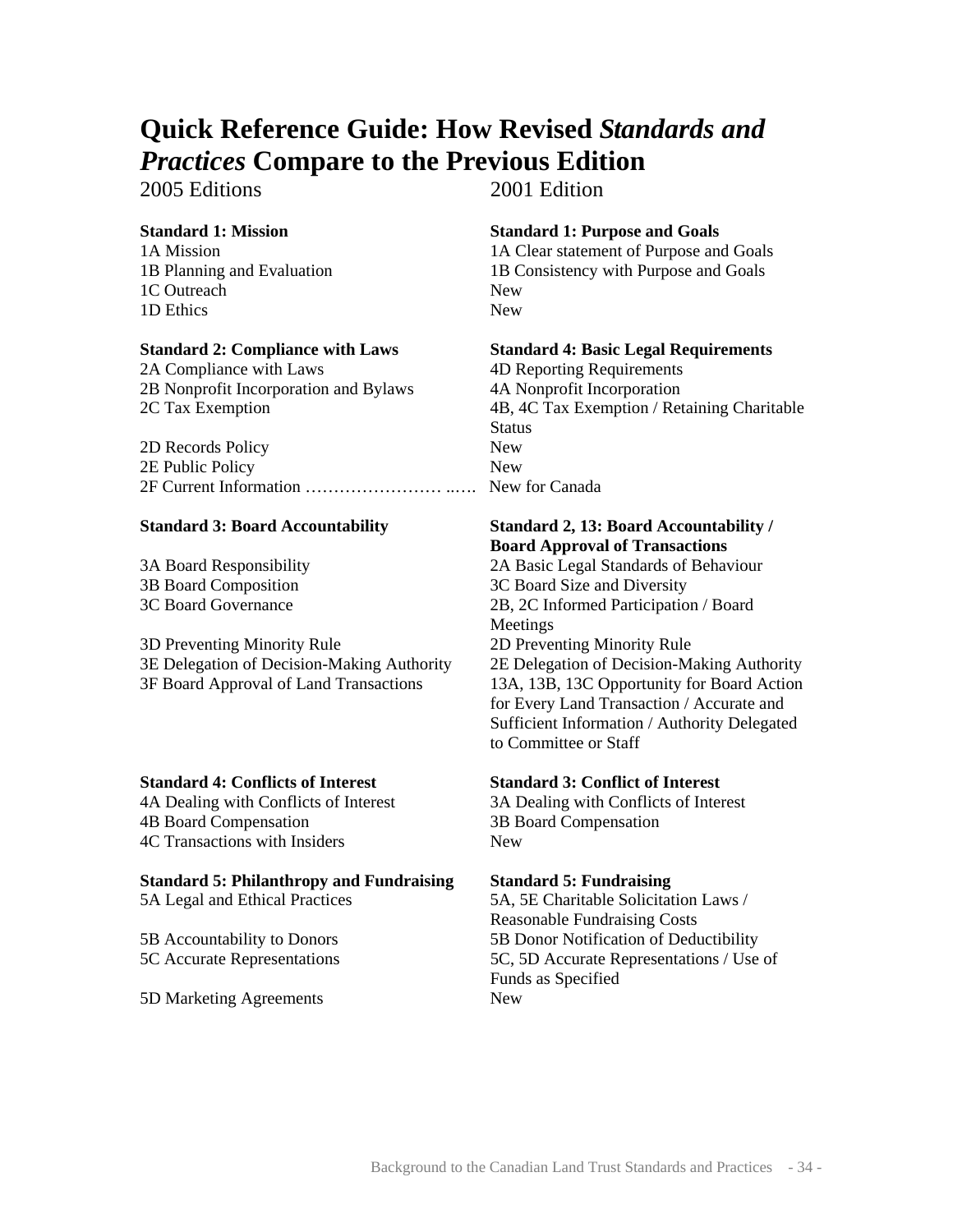# Quick Reference Guide: How Revised *Standards and Practices* Compare to the Previous Edition

| 2005 Editions | 2001 Edition |
|---|---|
| **Standard 1: Mission** | **Standard 1: Purpose and Goals** |
| 1A Mission | 1A Clear statement of Purpose and Goals |
| 1B Planning and Evaluation | 1B Consistency with Purpose and Goals |
| 1C Outreach | New |
| 1D Ethics | New |
| **Standard 2: Compliance with Laws** | **Standard 4: Basic Legal Requirements** |
| 2A Compliance with Laws | 4D Reporting Requirements |
| 2B Nonprofit Incorporation and Bylaws | 4A Nonprofit Incorporation |
| 2C Tax Exemption | 4B, 4C Tax Exemption / Retaining Charitable Status |
| 2D Records Policy | New |
| 2E Public Policy | New |
| 2F Current Information …………………… ..…. | New for Canada |
| **Standard 3: Board Accountability** | **Standard 2, 13: Board Accountability / Board Approval of Transactions** |
| 3A Board Responsibility | 2A Basic Legal Standards of Behaviour |
| 3B Board Composition | 3C Board Size and Diversity |
| 3C Board Governance | 2B, 2C Informed Participation / Board Meetings |
| 3D Preventing Minority Rule | 2D Preventing Minority Rule |
| 3E Delegation of Decision-Making Authority | 2E Delegation of Decision-Making Authority |
| 3F Board Approval of Land Transactions | 13A, 13B, 13C Opportunity for Board Action for Every Land Transaction / Accurate and Sufficient Information / Authority Delegated to Committee or Staff |
| **Standard 4: Conflicts of Interest** | **Standard 3: Conflict of Interest** |
| 4A Dealing with Conflicts of Interest | 3A Dealing with Conflicts of Interest |
| 4B Board Compensation | 3B Board Compensation |
| 4C Transactions with Insiders | New |
| **Standard 5: Philanthropy and Fundraising** | **Standard 5: Fundraising** |
| 5A Legal and Ethical Practices | 5A, 5E Charitable Solicitation Laws / Reasonable Fundraising Costs |
| 5B Accountability to Donors | 5B Donor Notification of Deductibility |
| 5C Accurate Representations | 5C, 5D Accurate Representations / Use of Funds as Specified |
| 5D Marketing Agreements | New |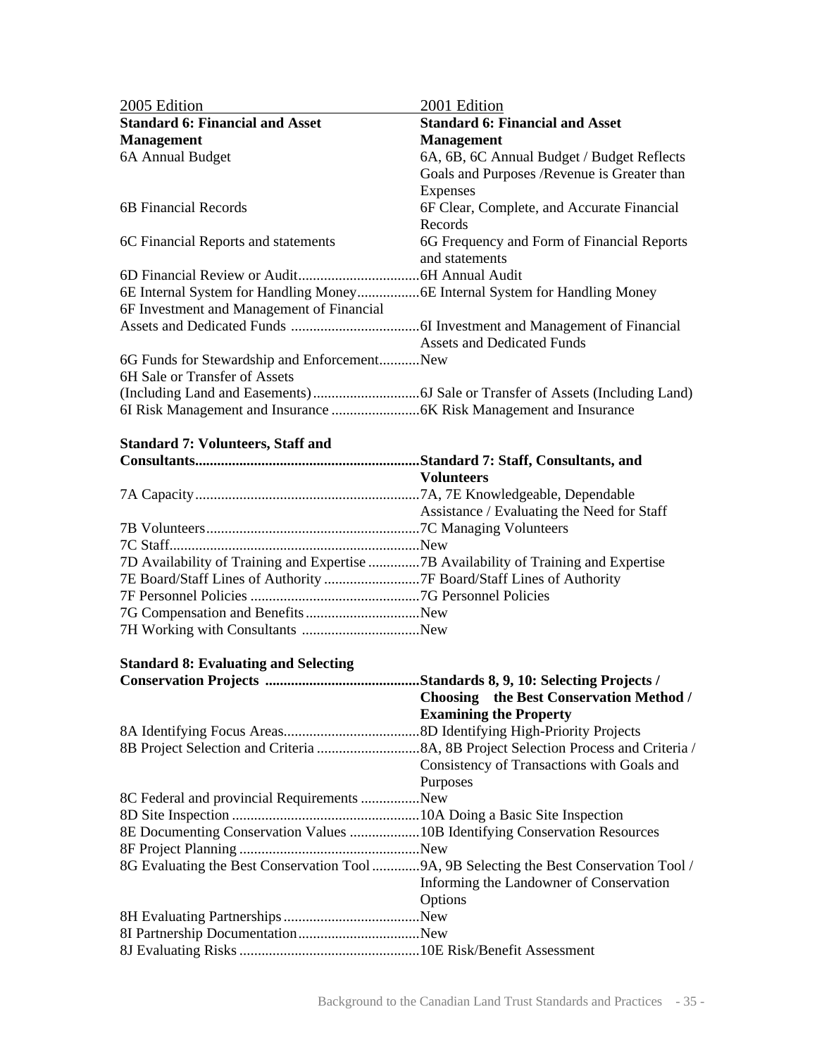| 2005 Edition | 2001 Edition |
|---|---|
| **Standard 6: Financial and Asset Management** | **Standard 6: Financial and Asset Management** |
| 6A Annual Budget | 6A, 6B, 6C Annual Budget / Budget Reflects Goals and Purposes /Revenue is Greater than Expenses |
| 6B Financial Records | 6F Clear, Complete, and Accurate Financial Records |
| 6C Financial Reports and statements | 6G Frequency and Form of Financial Reports and statements |
| 6D Financial Review or Audit | 6H Annual Audit |
| 6E Internal System for Handling Money | 6E Internal System for Handling Money |
| 6F Investment and Management of Financial Assets and Dedicated Funds | 6I Investment and Management of Financial Assets and Dedicated Funds |
| 6G Funds for Stewardship and Enforcement | New |
| 6H Sale or Transfer of Assets (Including Land and Easements) | 6J Sale or Transfer of Assets (Including Land) |
| 6I Risk Management and Insurance | 6K Risk Management and Insurance |
| **Standard 7: Volunteers, Staff and Consultants** | **Standard 7: Staff, Consultants, and Volunteers** |
| 7A Capacity | 7A, 7E Knowledgeable, Dependable Assistance / Evaluating the Need for Staff |
| 7B Volunteers | 7C Managing Volunteers |
| 7C Staff | New |
| 7D Availability of Training and Expertise | 7B Availability of Training and Expertise |
| 7E Board/Staff Lines of Authority | 7F Board/Staff Lines of Authority |
| 7F Personnel Policies | 7G Personnel Policies |
| 7G Compensation and Benefits | New |
| 7H Working with Consultants | New |
| **Standard 8: Evaluating and Selecting Conservation Projects** | **Standards 8, 9, 10: Selecting Projects / Choosing the Best Conservation Method / Examining the Property** |
| 8A Identifying Focus Areas | 8D Identifying High-Priority Projects |
| 8B Project Selection and Criteria | 8A, 8B Project Selection Process and Criteria / Consistency of Transactions with Goals and Purposes |
| 8C Federal and provincial Requirements | New |
| 8D Site Inspection | 10A Doing a Basic Site Inspection |
| 8E Documenting Conservation Values | 10B Identifying Conservation Resources |
| 8F Project Planning | New |
| 8G Evaluating the Best Conservation Tool | 9A, 9B Selecting the Best Conservation Tool / Informing the Landowner of Conservation Options |
| 8H Evaluating Partnerships | New |
| 8I Partnership Documentation | New |
| 8J Evaluating Risks | 10E Risk/Benefit Assessment |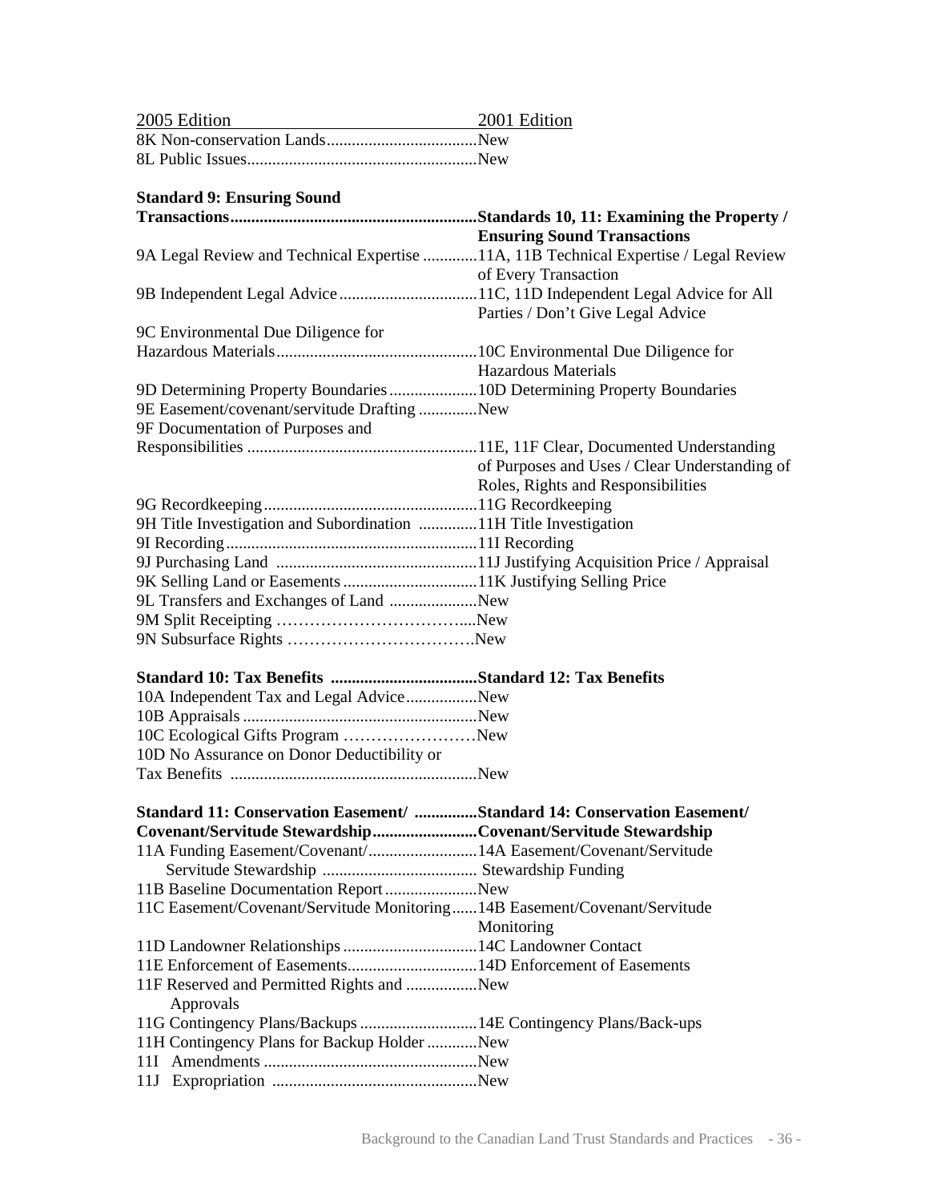| 2005 Edition | 2001 Edition |
|---|---|
| 8K Non-conservation Lands | New |
| 8L Public Issues | New |
| **Standard 9: Ensuring Sound Transactions** | **Standards 10, 11: Examining the Property / Ensuring Sound Transactions** |
| 9A Legal Review and Technical Expertise | 11A, 11B Technical Expertise / Legal Review of Every Transaction |
| 9B Independent Legal Advice | 11C, 11D Independent Legal Advice for All Parties / Don't Give Legal Advice |
| 9C Environmental Due Diligence for Hazardous Materials | 10C Environmental Due Diligence for Hazardous Materials |
| 9D Determining Property Boundaries | 10D Determining Property Boundaries |
| 9E Easement/covenant/servitude Drafting | New |
| 9F Documentation of Purposes and Responsibilities | 11E, 11F Clear, Documented Understanding of Purposes and Uses / Clear Understanding of Roles, Rights and Responsibilities |
| 9G Recordkeeping | 11G Recordkeeping |
| 9H Title Investigation and Subordination | 11H Title Investigation |
| 9I Recording | 11I Recording |
| 9J Purchasing Land | 11J Justifying Acquisition Price / Appraisal |
| 9K Selling Land or Easements | 11K Justifying Selling Price |
| 9L Transfers and Exchanges of Land | New |
| 9M Split Receipting | New |
| 9N Subsurface Rights | New |
| **Standard 10: Tax Benefits** | **Standard 12: Tax Benefits** |
| 10A Independent Tax and Legal Advice | New |
| 10B Appraisals | New |
| 10C Ecological Gifts Program | New |
| 10D No Assurance on Donor Deductibility or Tax Benefits | New |
| **Standard 11: Conservation Easement/ Covenant/Servitude Stewardship** | **Standard 14: Conservation Easement/ Covenant/Servitude Stewardship** |
| 11A Funding Easement/Covenant/ Servitude Stewardship | 14A Easement/Covenant/Servitude Stewardship Funding |
| 11B Baseline Documentation Report | New |
| 11C Easement/Covenant/Servitude Monitoring | 14B Easement/Covenant/Servitude Monitoring |
| 11D Landowner Relationships | 14C Landowner Contact |
| 11E Enforcement of Easements | 14D Enforcement of Easements |
| 11F Reserved and Permitted Rights and Approvals | New |
| 11G Contingency Plans/Backups | 14E Contingency Plans/Back-ups |
| 11H Contingency Plans for Backup Holder | New |
| 11I Amendments | New |
| 11J Expropriation | New |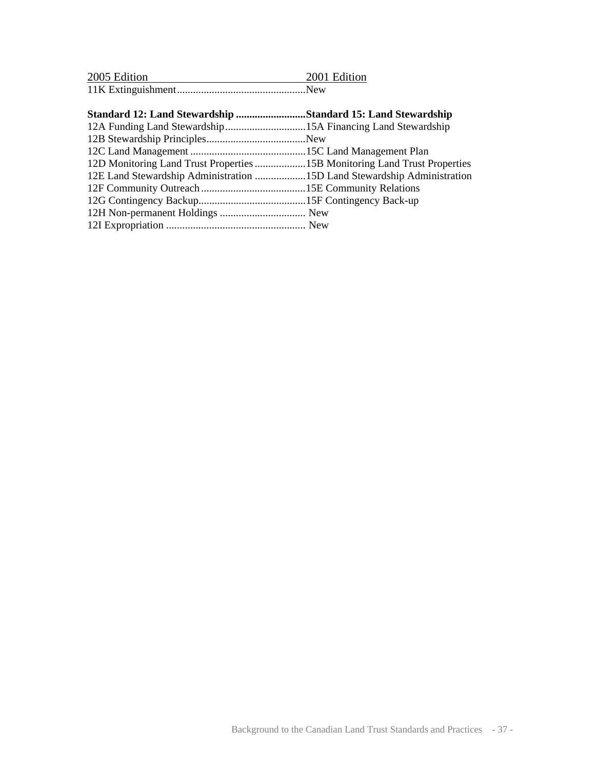| 2005 Edition | 2001 Edition |
|---|---|
| 11K Extinguishment | New |
| **Standard 12: Land Stewardship** | **Standard 15: Land Stewardship** |
| 12A Funding Land Stewardship | 15A Financing Land Stewardship |
| 12B Stewardship Principles | New |
| 12C Land Management | 15C Land Management Plan |
| 12D Monitoring Land Trust Properties | 15B Monitoring Land Trust Properties |
| 12E Land Stewardship Administration | 15D Land Stewardship Administration |
| 12F Community Outreach | 15E Community Relations |
| 12G Contingency Backup | 15F Contingency Back-up |
| 12H Non-permanent Holdings | New |
| 12I Expropriation | New |